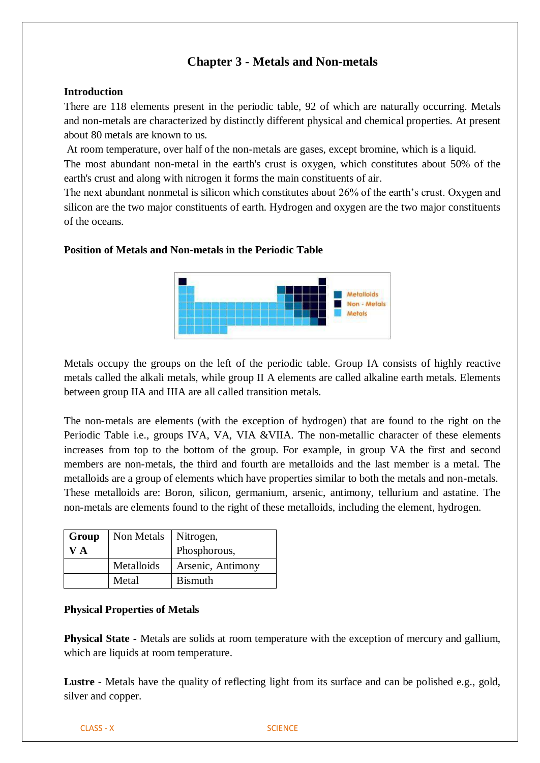# Chapter 3 - Metals and Non-metals

**Introduction**

There are 118 elements present in the periodic table, 92 of which are naturally occurring. Metals and non-metals are characterized by distinctly different physical and chemical properties. At present about 80 metals are known to us.

At room temperature, over half of the non-metals are gases, except bromine, which is a liquid.

The most abundant non-metal in the earth's crust is oxygen, which constitutes about 50% of the earth's crust and along with nitrogen it forms the main constituents of air.

The next abundant nonmetal is silicon which constitutes about 26% of the earth's crust. Oxygen and silicon are the two major constituents of earth. Hydrogen and oxygen are the two major constituents of the oceans.

**Position of Metals and Non-metals in the Periodic Table**

Metals occupy the groups on the left of the periodic table. Group IA consists of highly reactive metals called the alkali metals, while group II A elements are called alkaline earth metals. Elements between group IIA and IIIA are all called transition metals.

The non-metals are elements (with the exception of hydrogen) that are found to the right on the Periodic Table i.e., groups IVA, VA, VIA &VIIA. The non-metallic character of these elements increases from top to the bottom of the group. For example, in group VA the first and second members are non-metals, the third and fourth are metalloids and the last member is a metal. The metalloids are a group of elements which have properties similar to both the metals and non-metals. These metalloids are: Boron, silicon, germanium, arsenic, antimony, tellurium and astatine. The non-metals are elements found to the right of these metalloids, including the element, hydrogen.

| **Group V A** | Non Metals | Nitrogen, Phosphorous, |
|---|---|---|
| | Metalloids | Arsenic, Antimony |
| | Metal | Bismuth |

**Physical Properties of Metals**

**Physical State** - Metals are solids at room temperature with the exception of mercury and gallium, which are liquids at room temperature.

**Lustre** - Metals have the quality of reflecting light from its surface and can be polished e.g., gold, silver and copper.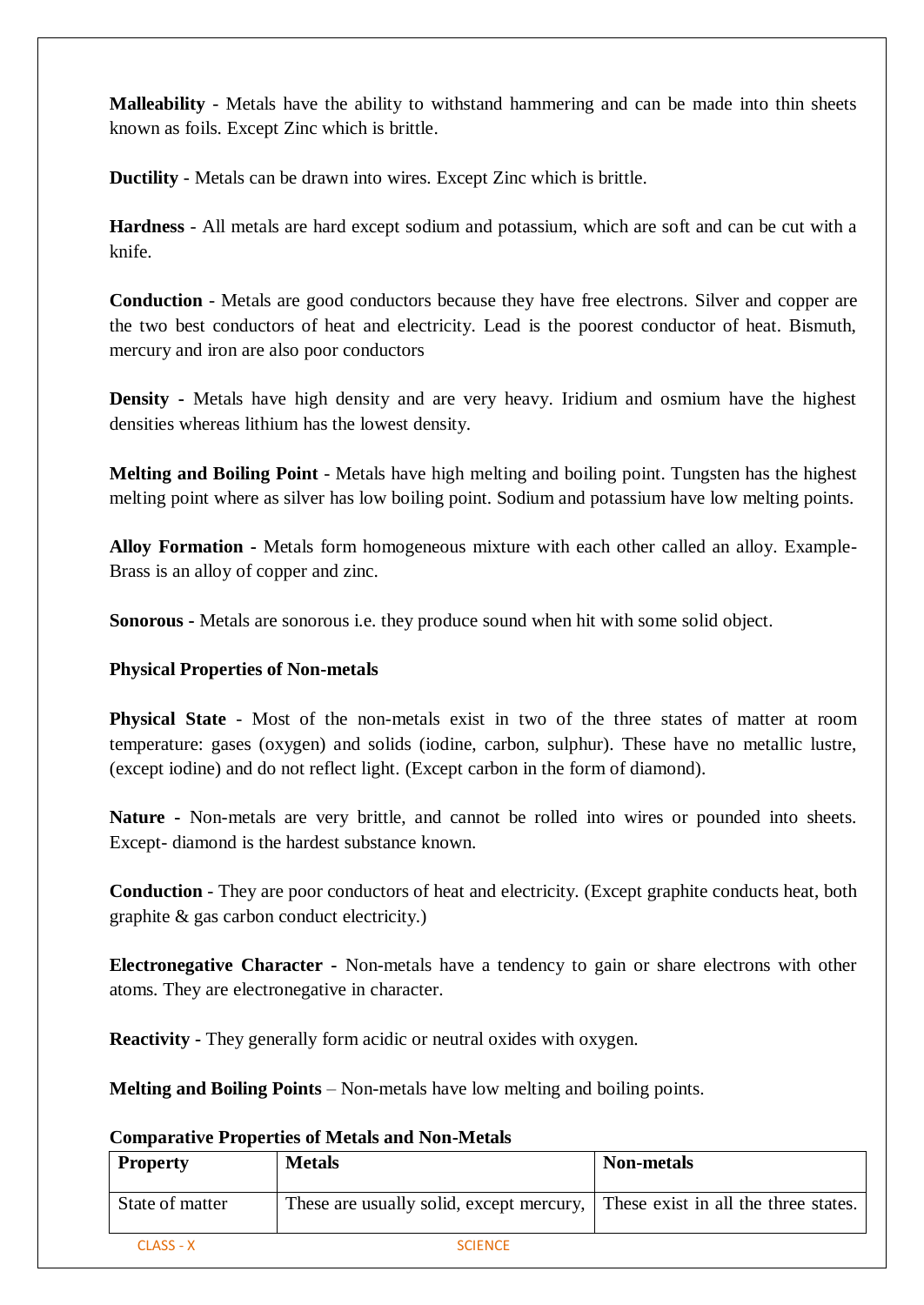**Malleability** - Metals have the ability to withstand hammering and can be made into thin sheets known as foils. Except Zinc which is brittle.

**Ductility** - Metals can be drawn into wires. Except Zinc which is brittle.

**Hardness** - All metals are hard except sodium and potassium, which are soft and can be cut with a knife.

**Conduction** - Metals are good conductors because they have free electrons. Silver and copper are the two best conductors of heat and electricity. Lead is the poorest conductor of heat. Bismuth, mercury and iron are also poor conductors

**Density -** Metals have high density and are very heavy. Iridium and osmium have the highest densities whereas lithium has the lowest density.

**Melting and Boiling Point** - Metals have high melting and boiling point. Tungsten has the highest melting point where as silver has low boiling point. Sodium and potassium have low melting points.

**Alloy Formation -** Metals form homogeneous mixture with each other called an alloy. Example- Brass is an alloy of copper and zinc.

**Sonorous -** Metals are sonorous i.e. they produce sound when hit with some solid object.

**Physical Properties of Non-metals**

**Physical State** - Most of the non-metals exist in two of the three states of matter at room temperature: gases (oxygen) and solids (iodine, carbon, sulphur). These have no metallic lustre, (except iodine) and do not reflect light. (Except carbon in the form of diamond).

**Nature -** Non-metals are very brittle, and cannot be rolled into wires or pounded into sheets. Except- diamond is the hardest substance known.

**Conduction** - They are poor conductors of heat and electricity. (Except graphite conducts heat, both graphite & gas carbon conduct electricity.)

**Electronegative Character -** Non-metals have a tendency to gain or share electrons with other atoms. They are electronegative in character.

**Reactivity -** They generally form acidic or neutral oxides with oxygen.

**Melting and Boiling Points** – Non-metals have low melting and boiling points.

**Comparative Properties of Metals and Non-Metals**

| Property | Metals | Non-metals |
|---|---|---|
| State of matter | These are usually solid, except mercury, | These exist in all the three states. |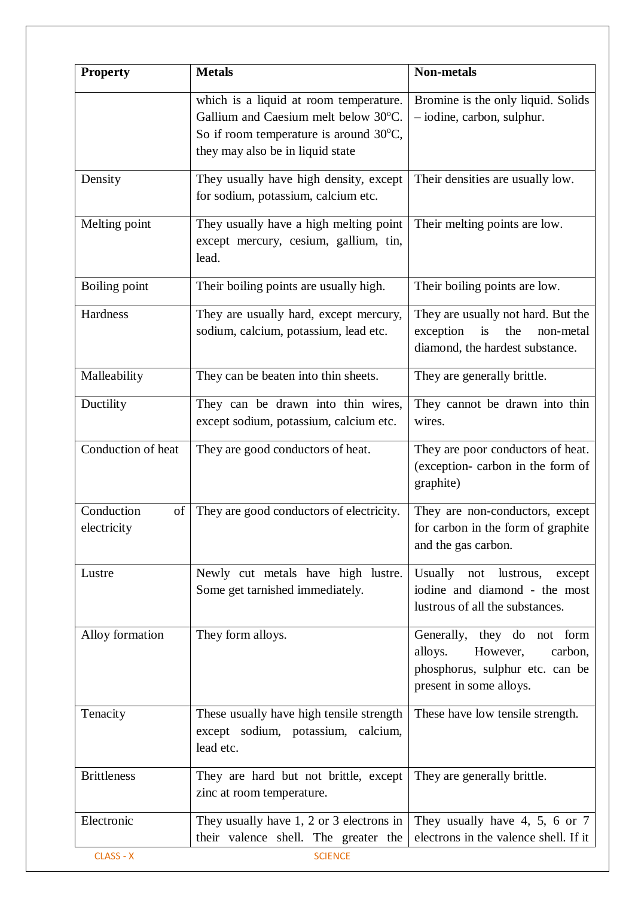| Property | Metals | Non-metals |
|---|---|---|
| | which is a liquid at room temperature. Gallium and Caesium melt below 30$^{o}$C. So if room temperature is around 30$^{o}$C, they may also be in liquid state | Bromine is the only liquid. Solids – iodine, carbon, sulphur. |
| Density | They usually have high density, except for sodium, potassium, calcium etc. | Their densities are usually low. |
| Melting point | They usually have a high melting point except mercury, cesium, gallium, tin, lead. | Their melting points are low. |
| Boiling point | Their boiling points are usually high. | Their boiling points are low. |
| Hardness | They are usually hard, except mercury, sodium, calcium, potassium, lead etc. | They are usually not hard. But the exception is the non-metal diamond, the hardest substance. |
| Malleability | They can be beaten into thin sheets. | They are generally brittle. |
| Ductility | They can be drawn into thin wires, except sodium, potassium, calcium etc. | They cannot be drawn into thin wires. |
| Conduction of heat | They are good conductors of heat. | They are poor conductors of heat. (exception- carbon in the form of graphite) |
| Conduction of electricity | They are good conductors of electricity. | They are non-conductors, except for carbon in the form of graphite and the gas carbon. |
| Lustre | Newly cut metals have high lustre. Some get tarnished immediately. | Usually not lustrous, except iodine and diamond - the most lustrous of all the substances. |
| Alloy formation | They form alloys. | Generally, they do not form alloys. However, carbon, phosphorus, sulphur etc. can be present in some alloys. |
| Tenacity | These usually have high tensile strength except sodium, potassium, calcium, lead etc. | These have low tensile strength. |
| Brittleness | They are hard but not brittle, except zinc at room temperature. | They are generally brittle. |
| Electronic | They usually have 1, 2 or 3 electrons in their valence shell. The greater the | They usually have 4, 5, 6 or 7 electrons in the valence shell. If it |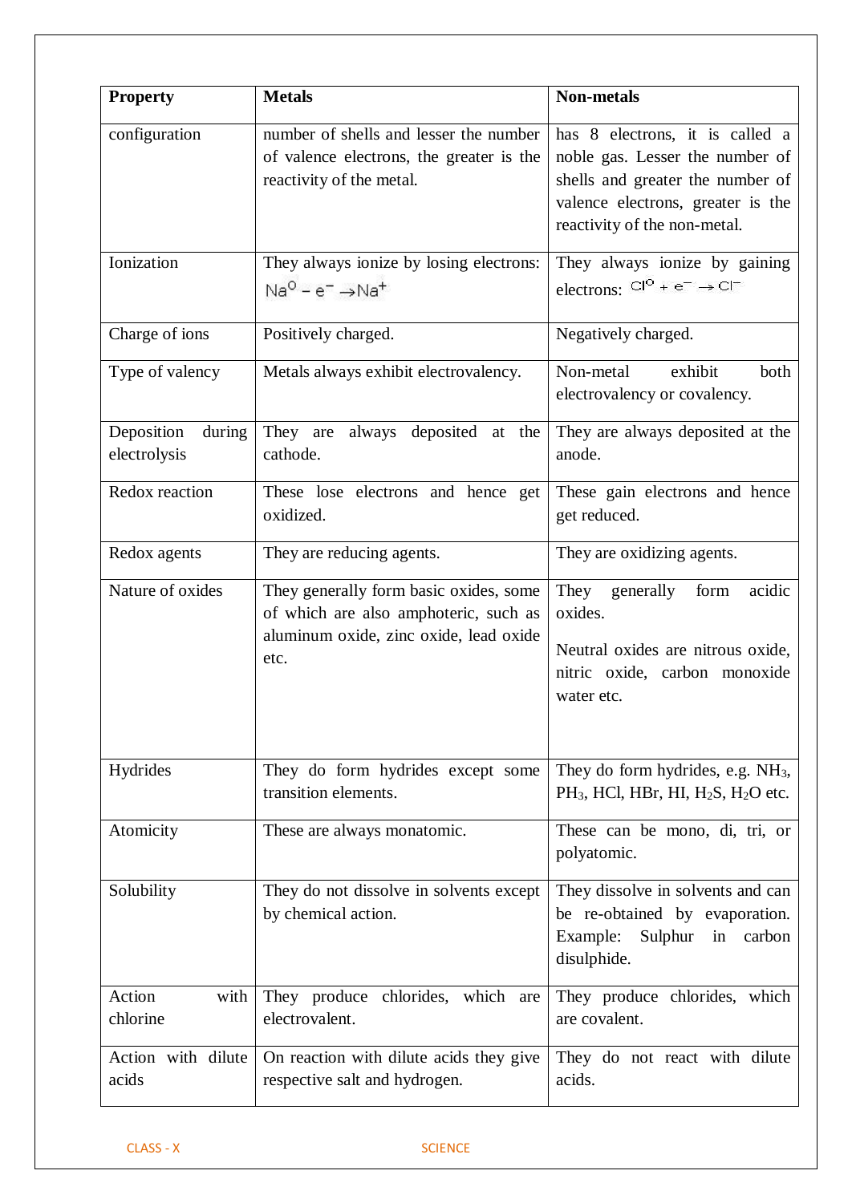| Property | Metals | Non-metals |
| --- | --- | --- |
| configuration | number of shells and lesser the number of valence electrons, the greater is the reactivity of the metal. | has 8 electrons, it is called a noble gas. Lesser the number of shells and greater the number of valence electrons, greater is the reactivity of the non-metal. |
| Ionization | They always ionize by losing electrons: $Na^0 - e^- \rightarrow Na^+$ | They always ionize by gaining electrons: $Cl^0 + e^- \rightarrow Cl^-$ |
| Charge of ions | Positively charged. | Negatively charged. |
| Type of valency | Metals always exhibit electrovalency. | Non-metal exhibit both electrovalency or covalency. |
| Deposition during electrolysis | They are always deposited at the cathode. | They are always deposited at the anode. |
| Redox reaction | These lose electrons and hence get oxidized. | These gain electrons and hence get reduced. |
| Redox agents | They are reducing agents. | They are oxidizing agents. |
| Nature of oxides | They generally form basic oxides, some of which are also amphoteric, such as aluminum oxide, zinc oxide, lead oxide etc. | They generally form acidic oxides. <br><br> Neutral oxides are nitrous oxide, nitric oxide, carbon monoxide water etc. |
| Hydrides | They do form hydrides except some transition elements. | They do form hydrides, e.g. $NH_3$, $PH_3$, HCl, HBr, HI, $H_2S$, $H_2O$ etc. |
| Atomicity | These are always monatomic. | These can be mono, di, tri, or polyatomic. |
| Solubility | They do not dissolve in solvents except by chemical action. | They dissolve in solvents and can be re-obtained by evaporation. Example: Sulphur in carbon disulphide. |
| Action with chlorine | They produce chlorides, which are electrovalent. | They produce chlorides, which are covalent. |
| Action with dilute acids | On reaction with dilute acids they give respective salt and hydrogen. | They do not react with dilute acids. |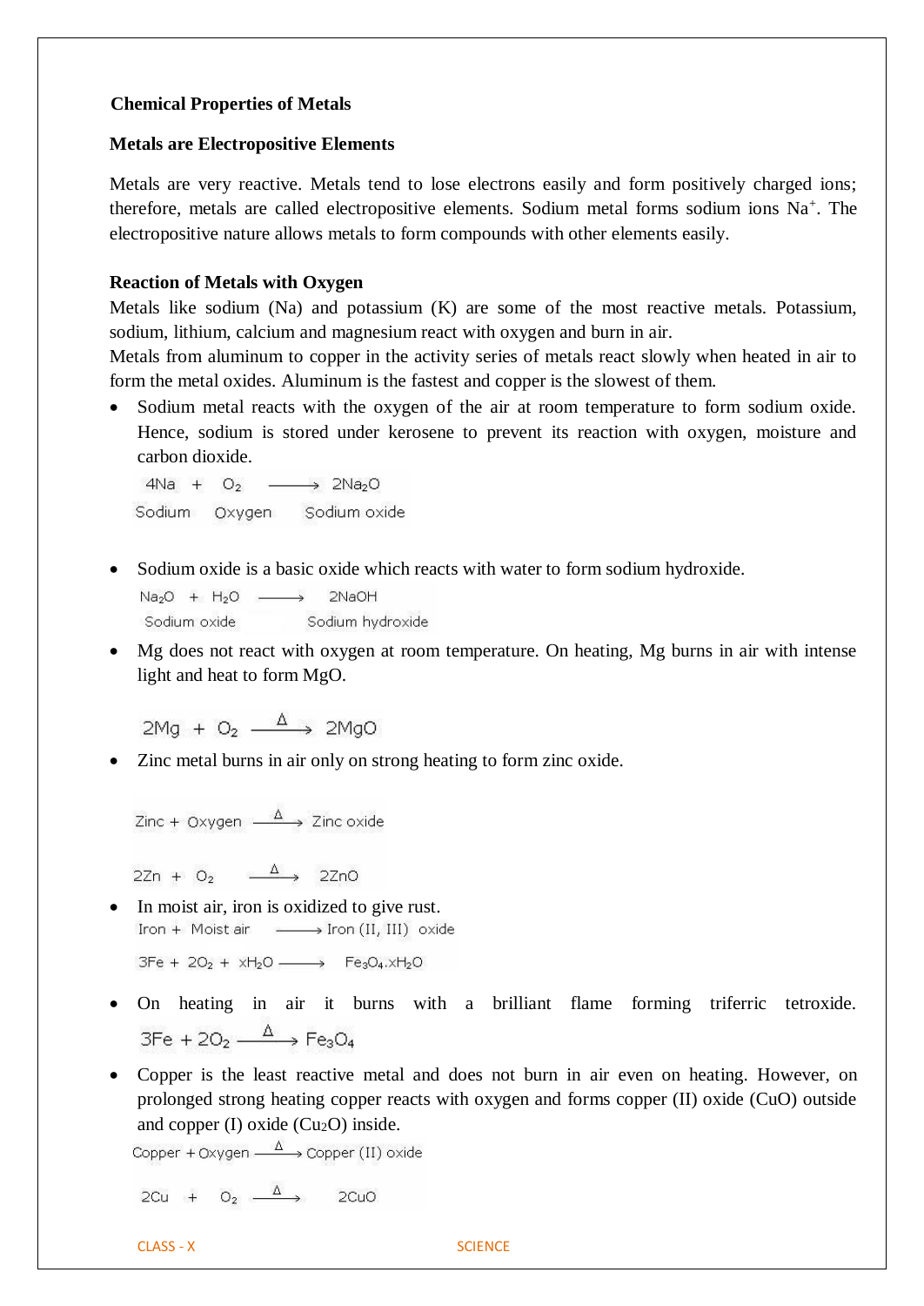## Chemical Properties of Metals

### Metals are Electropositive Elements

Metals are very reactive. Metals tend to lose electrons easily and form positively charged ions; therefore, metals are called electropositive elements. Sodium metal forms sodium ions $Na^+$. The electropositive nature allows metals to form compounds with other elements easily.

### Reaction of Metals with Oxygen

Metals like sodium (Na) and potassium (K) are some of the most reactive metals. Potassium, sodium, lithium, calcium and magnesium react with oxygen and burn in air.

Metals from aluminum to copper in the activity series of metals react slowly when heated in air to form the metal oxides. Aluminum is the fastest and copper is the slowest of them.

- Sodium metal reacts with the oxygen of the air at room temperature to form sodium oxide. Hence, sodium is stored under kerosene to prevent its reaction with oxygen, moisture and carbon dioxide.

  $$\underset{\text{Sodium}}{4Na} + \underset{\text{Oxygen}}{O_2} \longrightarrow \underset{\text{Sodium oxide}}{2Na_2O}$$

- Sodium oxide is a basic oxide which reacts with water to form sodium hydroxide.

  $$\underset{\text{Sodium oxide}}{Na_2O} + H_2O \longrightarrow \underset{\text{Sodium hydroxide}}{2NaOH}$$

- Mg does not react with oxygen at room temperature. On heating, Mg burns in air with intense light and heat to form MgO.

  $$2Mg + O_2 \xrightarrow{\Delta} 2MgO$$

- Zinc metal burns in air only on strong heating to form zinc oxide.

  $$\text{Zinc} + \text{Oxygen} \xrightarrow{\Delta} \text{Zinc oxide}$$

  $$2Zn + O_2 \xrightarrow{\Delta} 2ZnO$$

- In moist air, iron is oxidized to give rust.

  $$\text{Iron} + \text{Moist air} \longrightarrow \text{Iron (II, III) oxide}$$

  $$3Fe + 2O_2 + xH_2O \longrightarrow Fe_3O_4.xH_2O$$

- On heating in air it burns with a brilliant flame forming triferric tetroxide.

  $$3Fe + 2O_2 \xrightarrow{\Delta} Fe_3O_4$$

- Copper is the least reactive metal and does not burn in air even on heating. However, on prolonged strong heating copper reacts with oxygen and forms copper (II) oxide (CuO) outside and copper (I) oxide ($Cu_2O$) inside.

  $$\text{Copper} + \text{Oxygen} \xrightarrow{\Delta} \text{Copper (II) oxide}$$

  $$2Cu + O_2 \xrightarrow{\Delta} 2CuO$$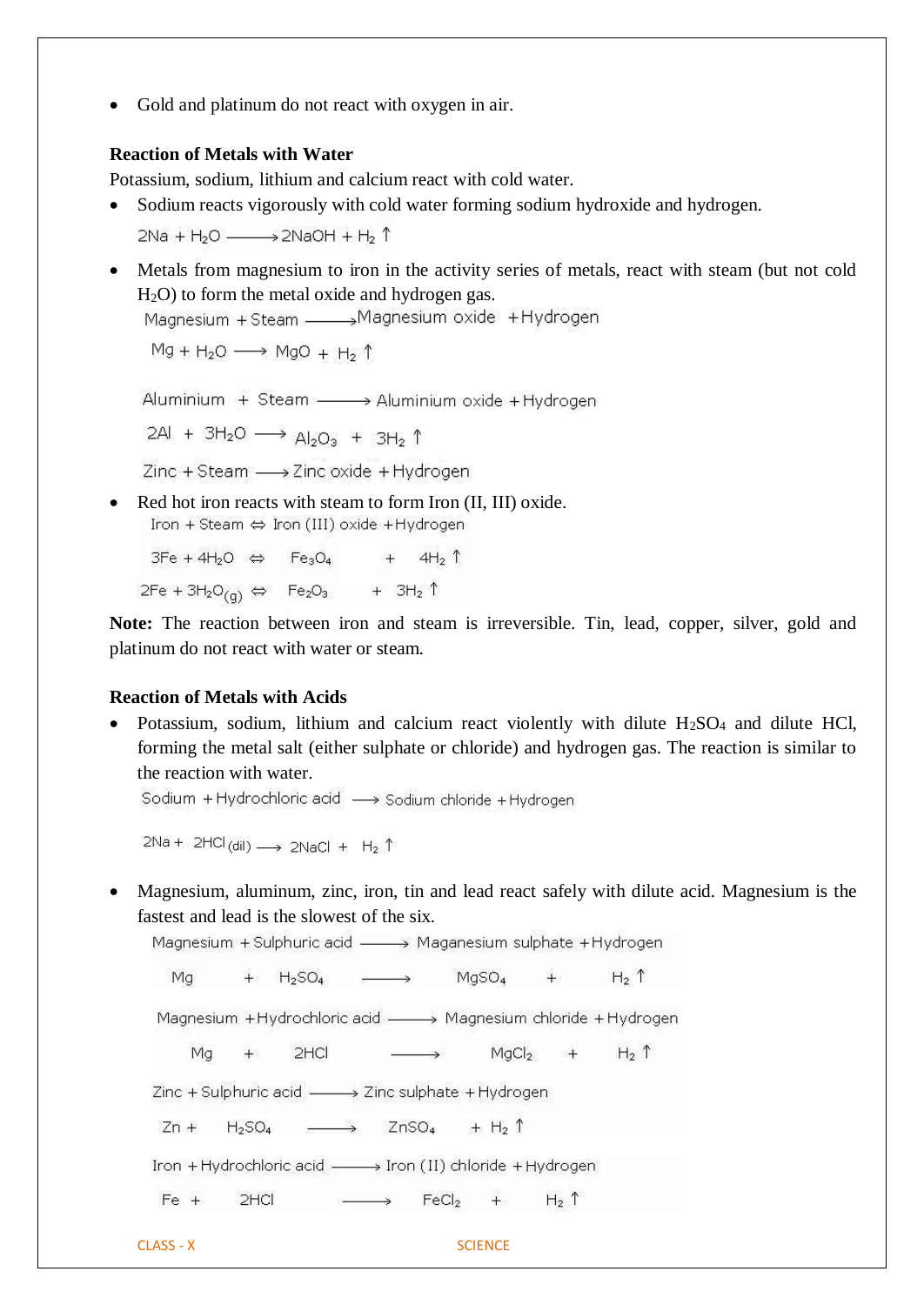- Gold and platinum do not react with oxygen in air.

**Reaction of Metals with Water**

Potassium, sodium, lithium and calcium react with cold water.

- Sodium reacts vigorously with cold water forming sodium hydroxide and hydrogen.

  $2Na + H_2O \longrightarrow 2NaOH + H_2 \uparrow$

- Metals from magnesium to iron in the activity series of metals, react with steam (but not cold $H_2O$) to form the metal oxide and hydrogen gas.

  Magnesium + Steam $\longrightarrow$ Magnesium oxide + Hydrogen

  $Mg + H_2O \longrightarrow MgO + H_2 \uparrow$

  Aluminium + Steam $\longrightarrow$ Aluminium oxide + Hydrogen

  $2Al + 3H_2O \longrightarrow Al_2O_3 + 3H_2 \uparrow$

  Zinc + Steam $\longrightarrow$ Zinc oxide + Hydrogen

- Red hot iron reacts with steam to form Iron (II, III) oxide.

  Iron + Steam $\Leftrightarrow$ Iron (III) oxide + Hydrogen

  $3Fe + 4H_2O \Leftrightarrow Fe_3O_4 + 4H_2 \uparrow$

  $2Fe + 3H_2O_{(g)} \Leftrightarrow Fe_2O_3 + 3H_2 \uparrow$

**Note:** The reaction between iron and steam is irreversible. Tin, lead, copper, silver, gold and platinum do not react with water or steam.

**Reaction of Metals with Acids**

- Potassium, sodium, lithium and calcium react violently with dilute $H_2SO_4$ and dilute HCl, forming the metal salt (either sulphate or chloride) and hydrogen gas. The reaction is similar to the reaction with water.

  Sodium + Hydrochloric acid $\longrightarrow$ Sodium chloride + Hydrogen

  $2Na + 2HCl_{(dil)} \longrightarrow 2NaCl + H_2 \uparrow$

- Magnesium, aluminum, zinc, iron, tin and lead react safely with dilute acid. Magnesium is the fastest and lead is the slowest of the six.

  Magnesium + Sulphuric acid $\longrightarrow$ Maganesium sulphate + Hydrogen

  $Mg + H_2SO_4 \longrightarrow MgSO_4 + H_2 \uparrow$

  Magnesium + Hydrochloric acid $\longrightarrow$ Magnesium chloride + Hydrogen

  $Mg + 2HCl \longrightarrow MgCl_2 + H_2 \uparrow$

  Zinc + Sulphuric acid $\longrightarrow$ Zinc sulphate + Hydrogen

  $Zn + H_2SO_4 \longrightarrow ZnSO_4 + H_2 \uparrow$

  Iron + Hydrochloric acid $\longrightarrow$ Iron (II) chloride + Hydrogen

  $Fe + 2HCl \longrightarrow FeCl_2 + H_2 \uparrow$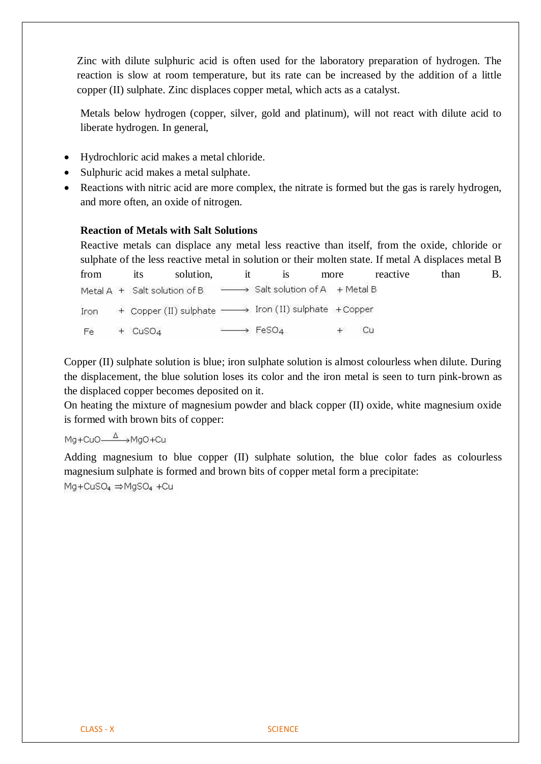Zinc with dilute sulphuric acid is often used for the laboratory preparation of hydrogen. The reaction is slow at room temperature, but its rate can be increased by the addition of a little copper (II) sulphate. Zinc displaces copper metal, which acts as a catalyst.

Metals below hydrogen (copper, silver, gold and platinum), will not react with dilute acid to liberate hydrogen. In general,

- Hydrochloric acid makes a metal chloride.
- Sulphuric acid makes a metal sulphate.
- Reactions with nitric acid are more complex, the nitrate is formed but the gas is rarely hydrogen, and more often, an oxide of nitrogen.

**Reaction of Metals with Salt Solutions**

Reactive metals can displace any metal less reactive than itself, from the oxide, chloride or sulphate of the less reactive metal in solution or their molten state. If metal A displaces metal B from its solution, it is more reactive than B.

Metal A + Salt solution of B ⟶ Salt solution of A + Metal B

Iron + Copper (II) sulphate ⟶ Iron (II) sulphate + Copper

$$Fe + CuSO_4 \longrightarrow FeSO_4 + Cu$$

Copper (II) sulphate solution is blue; iron sulphate solution is almost colourless when dilute. During the displacement, the blue solution loses its color and the iron metal is seen to turn pink-brown as the displaced copper becomes deposited on it.

On heating the mixture of magnesium powder and black copper (II) oxide, white magnesium oxide is formed with brown bits of copper:

$$Mg + CuO \xrightarrow{\Delta} MgO + Cu$$

Adding magnesium to blue copper (II) sulphate solution, the blue color fades as colourless magnesium sulphate is formed and brown bits of copper metal form a precipitate:

$$Mg + CuSO_4 \Rightarrow MgSO_4 + Cu$$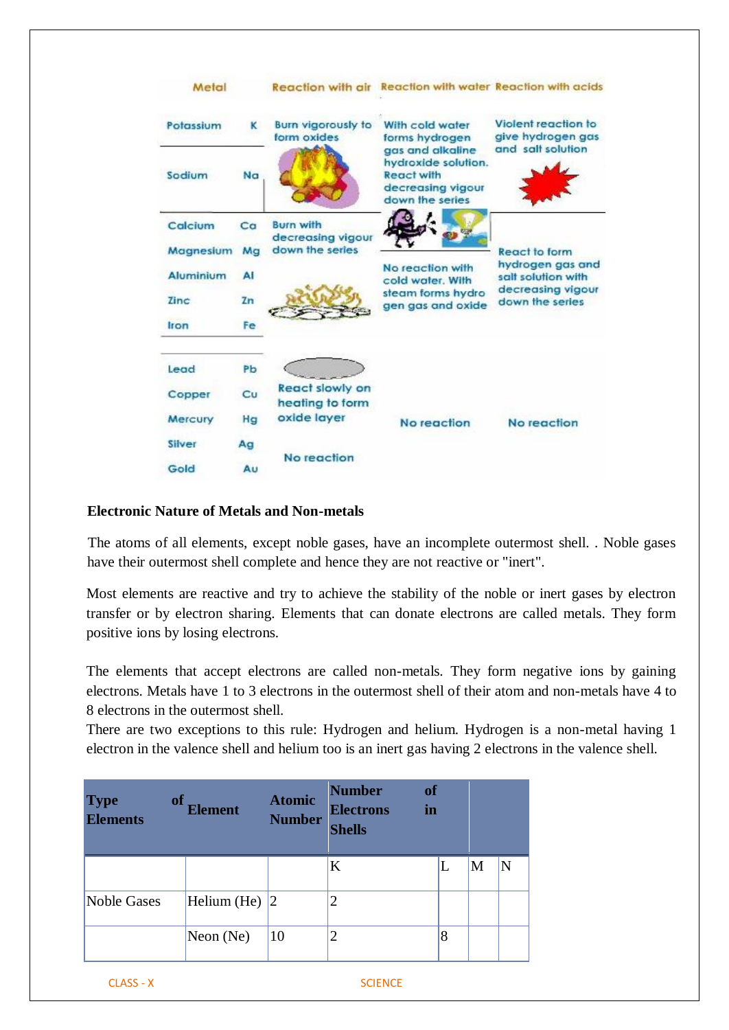| Metal | | Reaction with air | Reaction with water | Reaction with acids |
|---|---|---|---|---|
| Potassium | K | Burn vigorously to form oxides | With cold water forms hydrogen gas and alkaline hydroxide solution. React with decreasing vigour down the series | Violent reaction to give hydrogen gas and salt solution |
| Sodium | Na | | | |
| Calcium | Ca | Burn with decreasing vigour down the series | | React to form hydrogen gas and salt solution with decreasing vigour down the series |
| Magnesium | Mg | | No reaction with cold water. With steam forms hydrogen gas and oxide | |
| Aluminium | Al | | | |
| Zinc | Zn | | | |
| Iron | Fe | | | |
| Lead | Pb | React slowly on heating to form oxide layer | No reaction | No reaction |
| Copper | Cu | | | |
| Mercury | Hg | | | |
| Silver | Ag | No reaction | | |
| Gold | Au | | | |

**Electronic Nature of Metals and Non-metals**

The atoms of all elements, except noble gases, have an incomplete outermost shell. . Noble gases have their outermost shell complete and hence they are not reactive or "inert".

Most elements are reactive and try to achieve the stability of the noble or inert gases by electron transfer or by electron sharing. Elements that can donate electrons are called metals. They form positive ions by losing electrons.

The elements that accept electrons are called non-metals. They form negative ions by gaining electrons. Metals have 1 to 3 electrons in the outermost shell of their atom and non-metals have 4 to 8 electrons in the outermost shell.

There are two exceptions to this rule: Hydrogen and helium. Hydrogen is a non-metal having 1 electron in the valence shell and helium too is an inert gas having 2 electrons in the valence shell.

| Type of Elements | Element | Atomic Number | Number of Electrons in Shells | | | |
|---|---|---|---|---|---|---|
| | | | K | L | M | N |
| Noble Gases | Helium (He) | 2 | 2 | | | |
| | Neon (Ne) | 10 | 2 | 8 | | |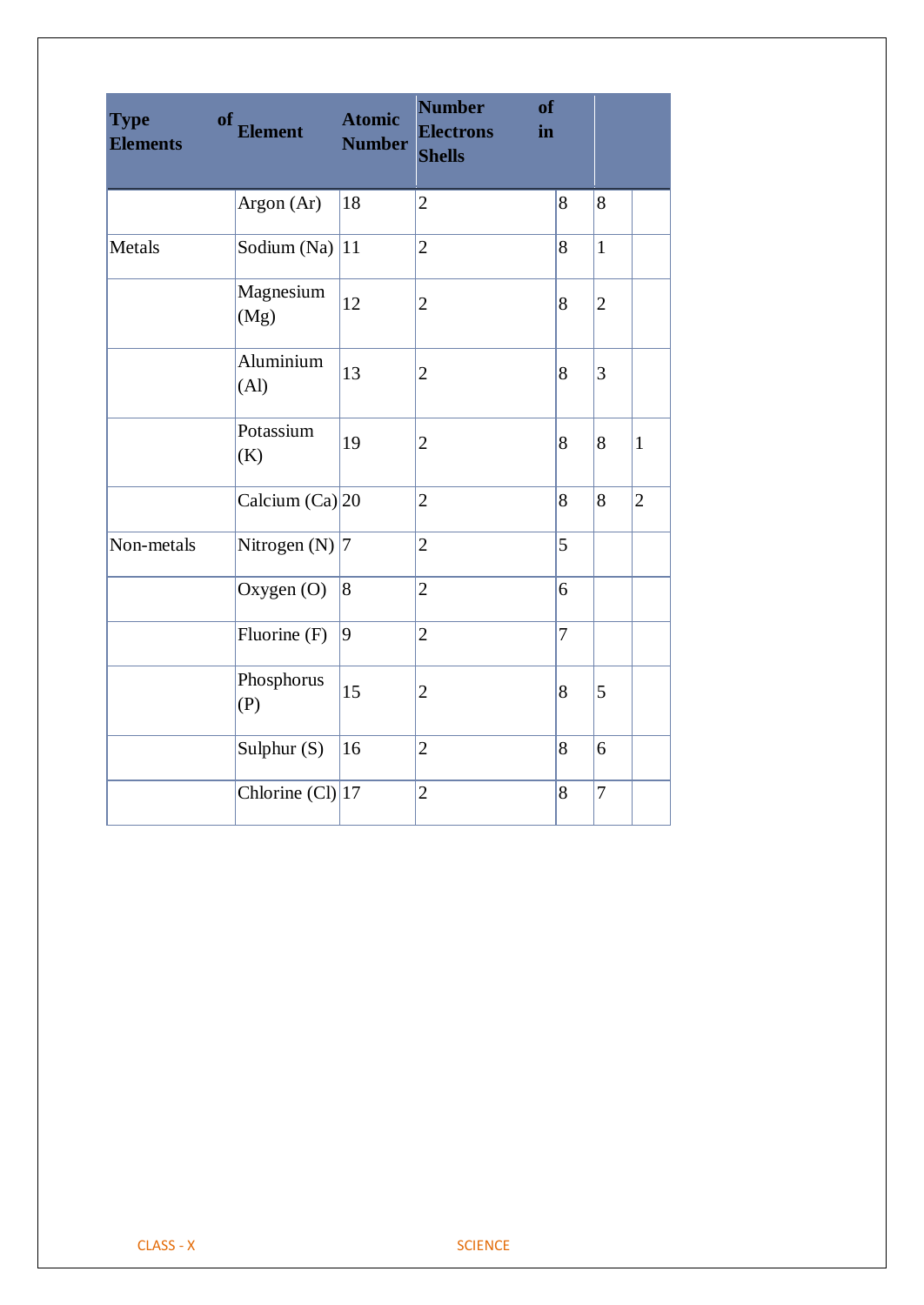| Type of Elements | Element | Atomic Number | Number of Electrons in Shells | | | |
|---|---|---|---|---|---|---|
| | Argon (Ar) | 18 | 2 | 8 | 8 | |
| Metals | Sodium (Na) | 11 | 2 | 8 | 1 | |
| | Magnesium (Mg) | 12 | 2 | 8 | 2 | |
| | Aluminium (Al) | 13 | 2 | 8 | 3 | |
| | Potassium (K) | 19 | 2 | 8 | 8 | 1 |
| | Calcium (Ca) | 20 | 2 | 8 | 8 | 2 |
| Non-metals | Nitrogen (N) | 7 | 2 | 5 | | |
| | Oxygen (O) | 8 | 2 | 6 | | |
| | Fluorine (F) | 9 | 2 | 7 | | |
| | Phosphorus (P) | 15 | 2 | 8 | 5 | |
| | Sulphur (S) | 16 | 2 | 8 | 6 | |
| | Chlorine (Cl) | 17 | 2 | 8 | 7 | |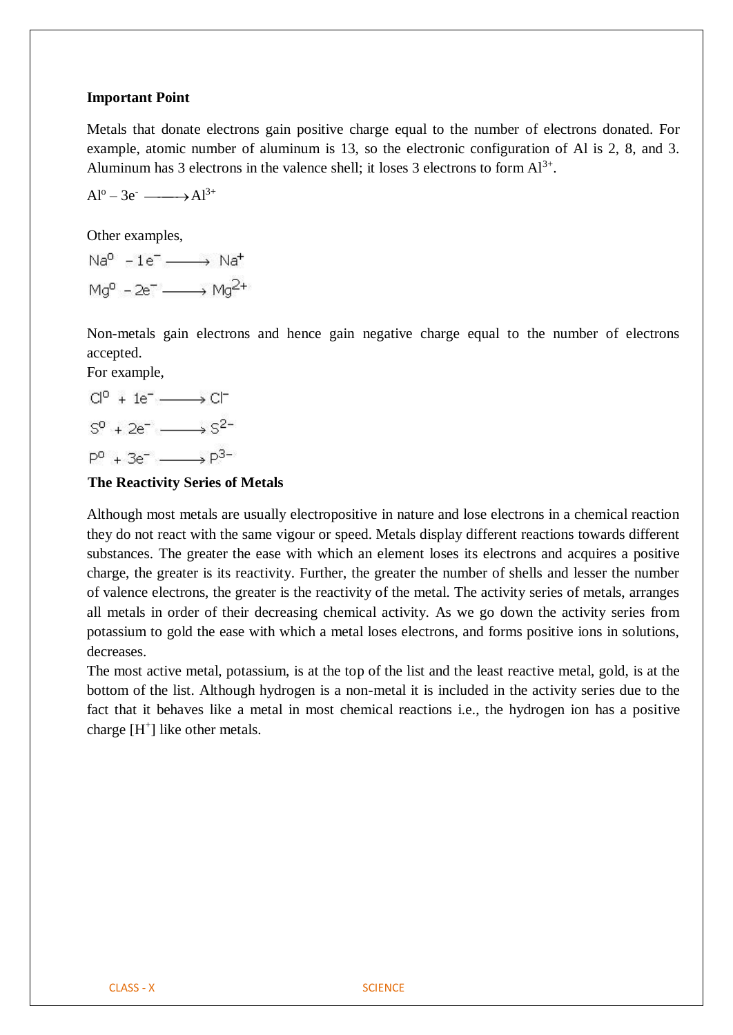**Important Point**

Metals that donate electrons gain positive charge equal to the number of electrons donated. For example, atomic number of aluminum is 13, so the electronic configuration of Al is 2, 8, and 3. Aluminum has 3 electrons in the valence shell; it loses 3 electrons to form $Al^{3+}$.

$$Al^o - 3e^- \longrightarrow Al^{3+}$$

Other examples,

$$Na^0 - 1e^- \longrightarrow Na^+$$

$$Mg^0 - 2e^- \longrightarrow Mg^{2+}$$

Non-metals gain electrons and hence gain negative charge equal to the number of electrons accepted.

For example,

$$Cl^0 + 1e^- \longrightarrow Cl^-$$

$$S^0 + 2e^- \longrightarrow S^{2-}$$

$$P^0 + 3e^- \longrightarrow P^{3-}$$

**The Reactivity Series of Metals**

Although most metals are usually electropositive in nature and lose electrons in a chemical reaction they do not react with the same vigour or speed. Metals display different reactions towards different substances. The greater the ease with which an element loses its electrons and acquires a positive charge, the greater is its reactivity. Further, the greater the number of shells and lesser the number of valence electrons, the greater is the reactivity of the metal. The activity series of metals, arranges all metals in order of their decreasing chemical activity. As we go down the activity series from potassium to gold the ease with which a metal loses electrons, and forms positive ions in solutions, decreases.

The most active metal, potassium, is at the top of the list and the least reactive metal, gold, is at the bottom of the list. Although hydrogen is a non-metal it is included in the activity series due to the fact that it behaves like a metal in most chemical reactions i.e., the hydrogen ion has a positive charge [$H^+$] like other metals.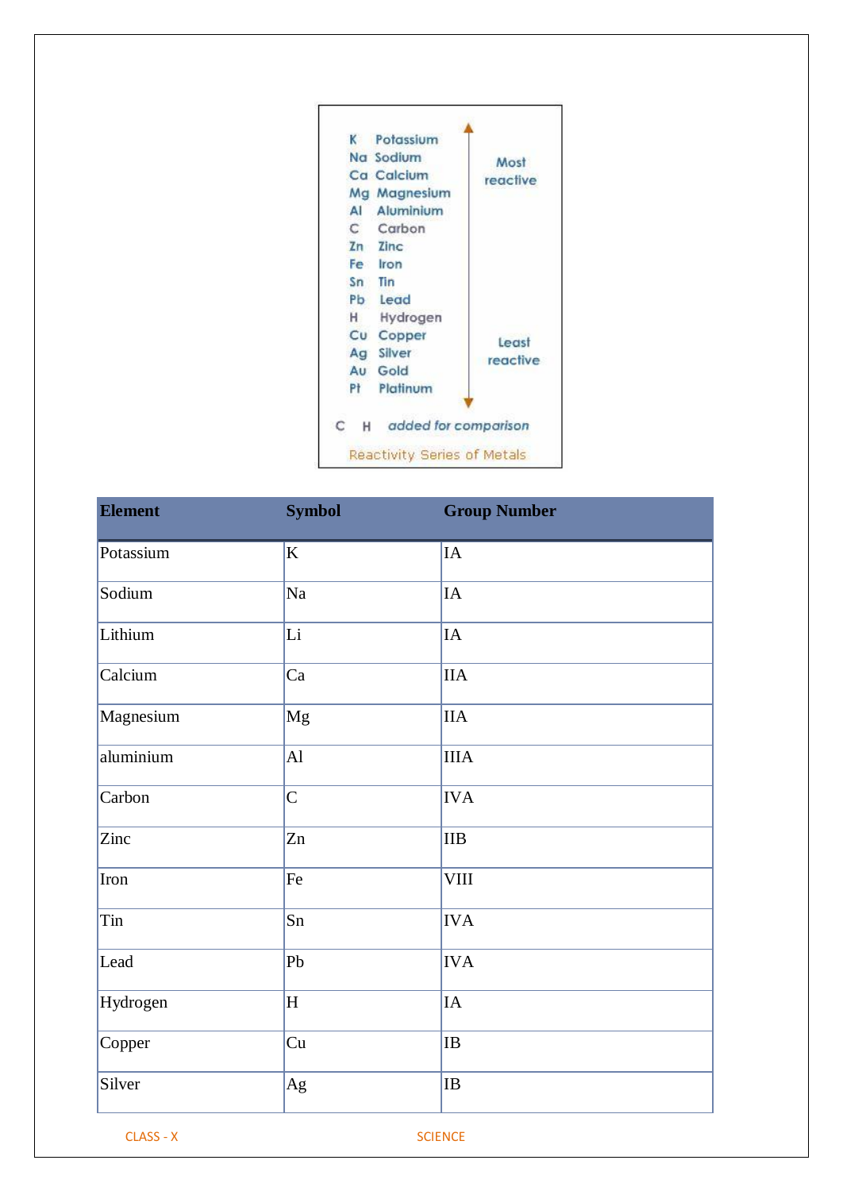| | | |
|---|---|---|
| K | Potassium | Most reactive |
| Na | Sodium | |
| Ca | Calcium | |
| Mg | Magnesium | |
| Al | Aluminium | |
| C | Carbon | |
| Zn | Zinc | |
| Fe | Iron | |
| Sn | Tin | |
| Pb | Lead | |
| H | Hydrogen | |
| Cu | Copper | Least reactive |
| Ag | Silver | |
| Au | Gold | |
| Pt | Platinum | |

C H *added for comparison*

Reactivity Series of Metals

| Element | Symbol | Group Number |
|---|---|---|
| Potassium | K | IA |
| Sodium | Na | IA |
| Lithium | Li | IA |
| Calcium | Ca | IIA |
| Magnesium | Mg | IIA |
| aluminium | Al | IIIA |
| Carbon | C | IVA |
| Zinc | Zn | IIB |
| Iron | Fe | VIII |
| Tin | Sn | IVA |
| Lead | Pb | IVA |
| Hydrogen | H | IA |
| Copper | Cu | IB |
| Silver | Ag | IB |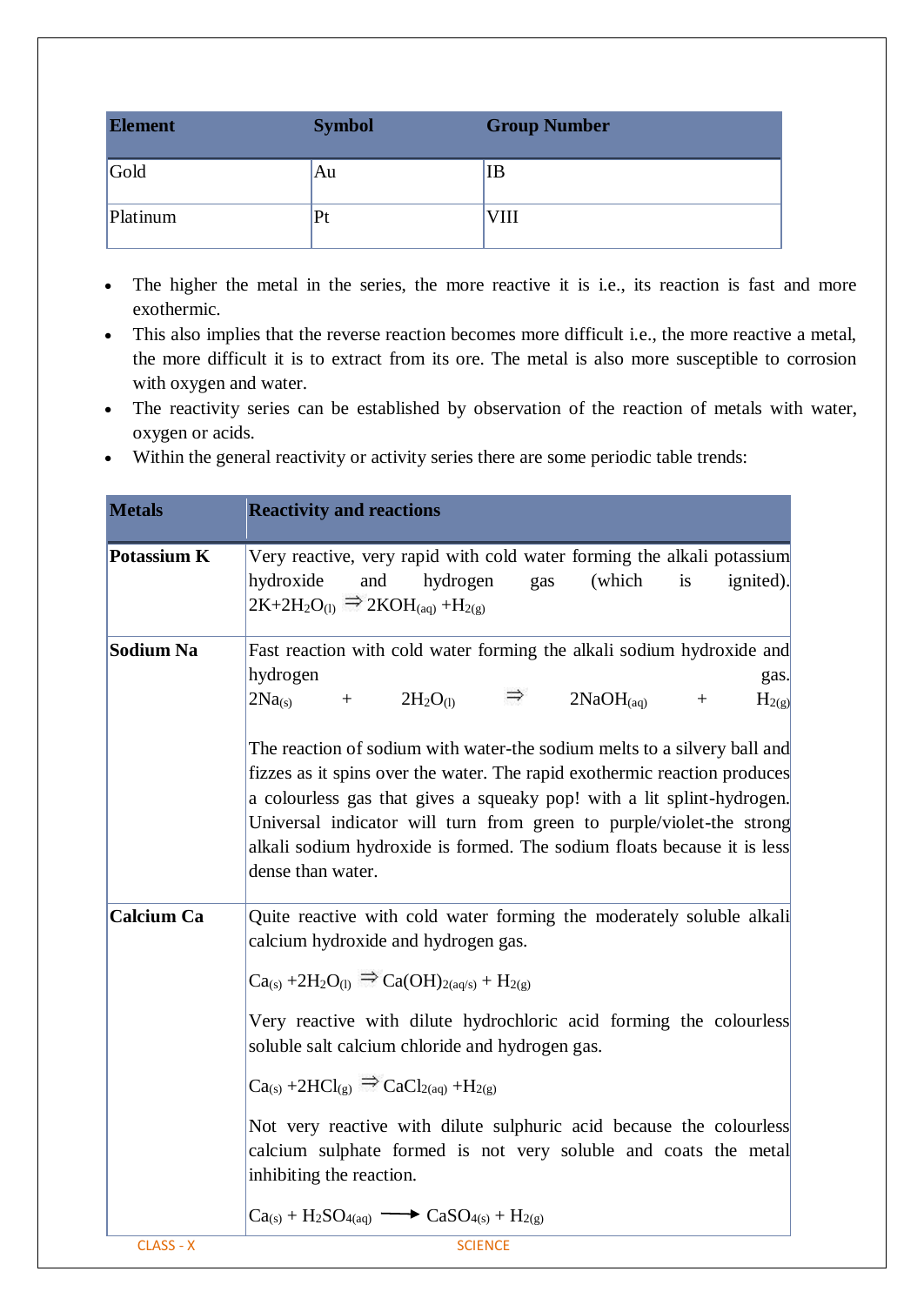| Element | Symbol | Group Number |
| --- | --- | --- |
| Gold | Au | IB |
| Platinum | Pt | VIII |

- The higher the metal in the series, the more reactive it is i.e., its reaction is fast and more exothermic.
- This also implies that the reverse reaction becomes more difficult i.e., the more reactive a metal, the more difficult it is to extract from its ore. The metal is also more susceptible to corrosion with oxygen and water.
- The reactivity series can be established by observation of the reaction of metals with water, oxygen or acids.
- Within the general reactivity or activity series there are some periodic table trends:

| Metals | Reactivity and reactions |
| --- | --- |
| **Potassium K** | Very reactive, very rapid with cold water forming the alkali potassium hydroxide and hydrogen gas (which is ignited). $2K + 2H_2O_{(l)} \Rightarrow 2KOH_{(aq)} + H_{2(g)}$ |
| **Sodium Na** | Fast reaction with cold water forming the alkali sodium hydroxide and hydrogen gas. $2Na_{(s)} + 2H_2O_{(l)} \Rightarrow 2NaOH_{(aq)} + H_{2(g)}$<br><br>The reaction of sodium with water-the sodium melts to a silvery ball and fizzes as it spins over the water. The rapid exothermic reaction produces a colourless gas that gives a squeaky pop! with a lit splint-hydrogen. Universal indicator will turn from green to purple/violet-the strong alkali sodium hydroxide is formed. The sodium floats because it is less dense than water. |
| **Calcium Ca** | Quite reactive with cold water forming the moderately soluble alkali calcium hydroxide and hydrogen gas.<br><br>$Ca_{(s)} + 2H_2O_{(l)} \Rightarrow Ca(OH)_{2(aq/s)} + H_{2(g)}$<br><br>Very reactive with dilute hydrochloric acid forming the colourless soluble salt calcium chloride and hydrogen gas.<br><br>$Ca_{(s)} + 2HCl_{(g)} \Rightarrow CaCl_{2(aq)} + H_{2(g)}$<br><br>Not very reactive with dilute sulphuric acid because the colourless calcium sulphate formed is not very soluble and coats the metal inhibiting the reaction.<br><br>$Ca_{(s)} + H_2SO_{4(aq)} \longrightarrow CaSO_{4(s)} + H_{2(g)}$ |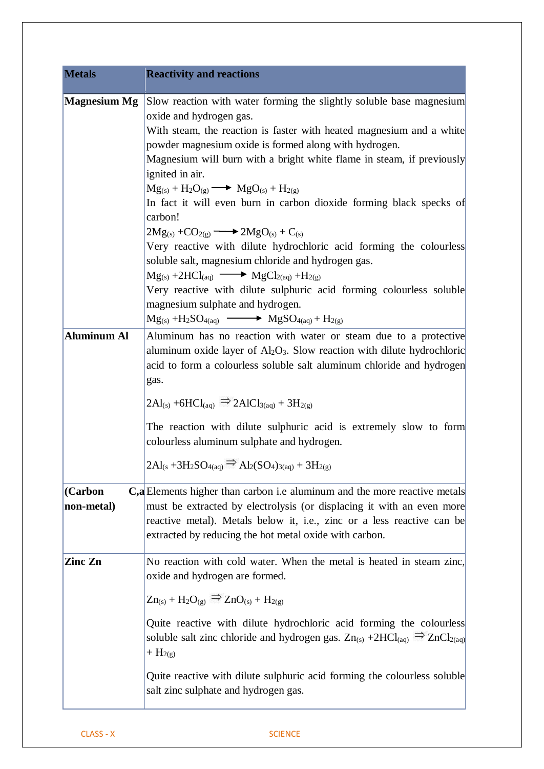| Metals | Reactivity and reactions |
|---|---|
| **Magnesium Mg** | Slow reaction with water forming the slightly soluble base magnesium oxide and hydrogen gas. With steam, the reaction is faster with heated magnesium and a white powder magnesium oxide is formed along with hydrogen. Magnesium will burn with a bright white flame in steam, if previously ignited in air. $Mg_{(s)} + H_2O_{(g)} \longrightarrow MgO_{(s)} + H_{2(g)}$ In fact it will even burn in carbon dioxide forming black specks of carbon! $2Mg_{(s)} + CO_{2(g)} \longrightarrow 2MgO_{(s)} + C_{(s)}$ Very reactive with dilute hydrochloric acid forming the colourless soluble salt, magnesium chloride and hydrogen gas. $Mg_{(s)} + 2HCl_{(aq)} \longrightarrow MgCl_{2(aq)} + H_{2(g)}$ Very reactive with dilute sulphuric acid forming colourless soluble magnesium sulphate and hydrogen. $Mg_{(s)} + H_2SO_{4(aq)} \longrightarrow MgSO_{4(aq)} + H_{2(g)}$ |
| **Aluminum Al** | Aluminum has no reaction with water or steam due to a protective aluminum oxide layer of $Al_2O_3$. Slow reaction with dilute hydrochloric acid to form a colourless soluble salt aluminum chloride and hydrogen gas. $2Al_{(s)} + 6HCl_{(aq)} \Rightarrow 2AlCl_{3(aq)} + 3H_{2(g)}$ The reaction with dilute sulphuric acid is extremely slow to form colourless aluminum sulphate and hydrogen. $2Al_{(s} + 3H_2SO_{4(aq)} \Rightarrow Al_2(SO_4)_{3(aq)} + 3H_{2(g)}$ |
| **(Carbon C,a non-metal)** | Elements higher than carbon i.e aluminum and the more reactive metals must be extracted by electrolysis (or displacing it with an even more reactive metal). Metals below it, i.e., zinc or a less reactive can be extracted by reducing the hot metal oxide with carbon. |
| **Zinc Zn** | No reaction with cold water. When the metal is heated in steam zinc, oxide and hydrogen are formed. $Zn_{(s)} + H_2O_{(g)} \Rightarrow ZnO_{(s)} + H_{2(g)}$ Quite reactive with dilute hydrochloric acid forming the colourless soluble salt zinc chloride and hydrogen gas. $Zn_{(s)} + 2HCl_{(aq)} \Rightarrow ZnCl_{2(aq)} + H_{2(g)}$ Quite reactive with dilute sulphuric acid forming the colourless soluble salt zinc sulphate and hydrogen gas. |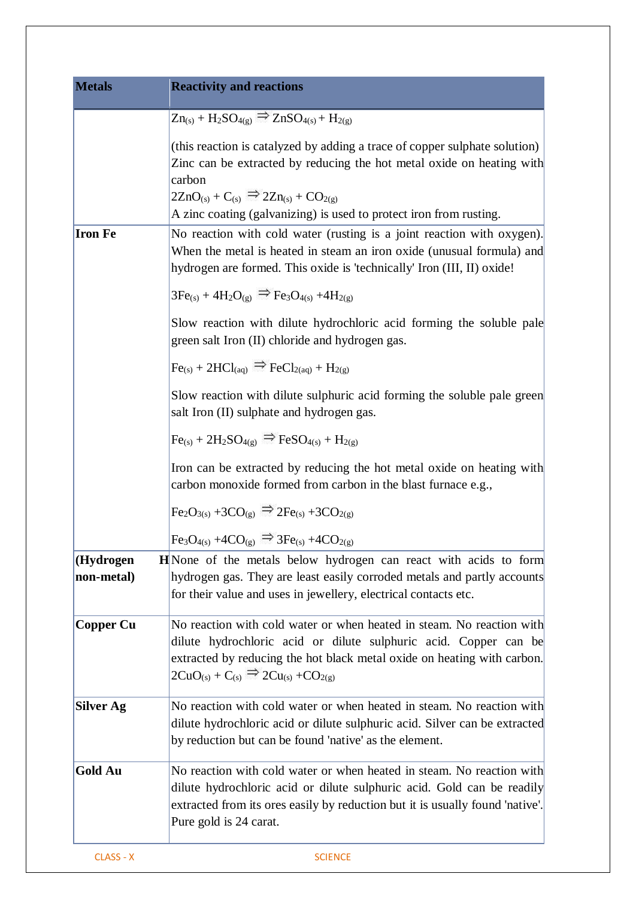| Metals | Reactivity and reactions |
|---|---|
| | $Zn_{(s)} + H_2SO_{4(g)} \Rightarrow ZnSO_{4(s)} + H_{2(g)}$ <br><br> (this reaction is catalyzed by adding a trace of copper sulphate solution) Zinc can be extracted by reducing the hot metal oxide on heating with carbon <br> $2ZnO_{(s)} + C_{(s)} \Rightarrow 2Zn_{(s)} + CO_{2(g)}$ <br> A zinc coating (galvanizing) is used to protect iron from rusting. |
| **Iron Fe** | No reaction with cold water (rusting is a joint reaction with oxygen). When the metal is heated in steam an iron oxide (unusual formula) and hydrogen are formed. This oxide is 'technically' Iron (III, II) oxide! <br><br> $3Fe_{(s)} + 4H_2O_{(g)} \Rightarrow Fe_3O_{4(s)} + 4H_{2(g)}$ <br><br> Slow reaction with dilute hydrochloric acid forming the soluble pale green salt Iron (II) chloride and hydrogen gas. <br><br> $Fe_{(s)} + 2HCl_{(aq)} \Rightarrow FeCl_{2(aq)} + H_{2(g)}$ <br><br> Slow reaction with dilute sulphuric acid forming the soluble pale green salt Iron (II) sulphate and hydrogen gas. <br><br> $Fe_{(s)} + 2H_2SO_{4(g)} \Rightarrow FeSO_{4(s)} + H_{2(g)}$ <br><br> Iron can be extracted by reducing the hot metal oxide on heating with carbon monoxide formed from carbon in the blast furnace e.g., <br><br> $Fe_2O_{3(s)} + 3CO_{(g)} \Rightarrow 2Fe_{(s)} + 3CO_{2(g)}$ <br><br> $Fe_3O_{4(s)} + 4CO_{(g)} \Rightarrow 3Fe_{(s)} + 4CO_{2(g)}$ |
| **(Hydrogen H non-metal)** | None of the metals below hydrogen can react with acids to form hydrogen gas. They are least easily corroded metals and partly accounts for their value and uses in jewellery, electrical contacts etc. |
| **Copper Cu** | No reaction with cold water or when heated in steam. No reaction with dilute hydrochloric acid or dilute sulphuric acid. Copper can be extracted by reducing the hot black metal oxide on heating with carbon. <br> $2CuO_{(s)} + C_{(s)} \Rightarrow 2Cu_{(s)} + CO_{2(g)}$ |
| **Silver Ag** | No reaction with cold water or when heated in steam. No reaction with dilute hydrochloric acid or dilute sulphuric acid. Silver can be extracted by reduction but can be found 'native' as the element. |
| **Gold Au** | No reaction with cold water or when heated in steam. No reaction with dilute hydrochloric acid or dilute sulphuric acid. Gold can be readily extracted from its ores easily by reduction but it is usually found 'native'. Pure gold is 24 carat. |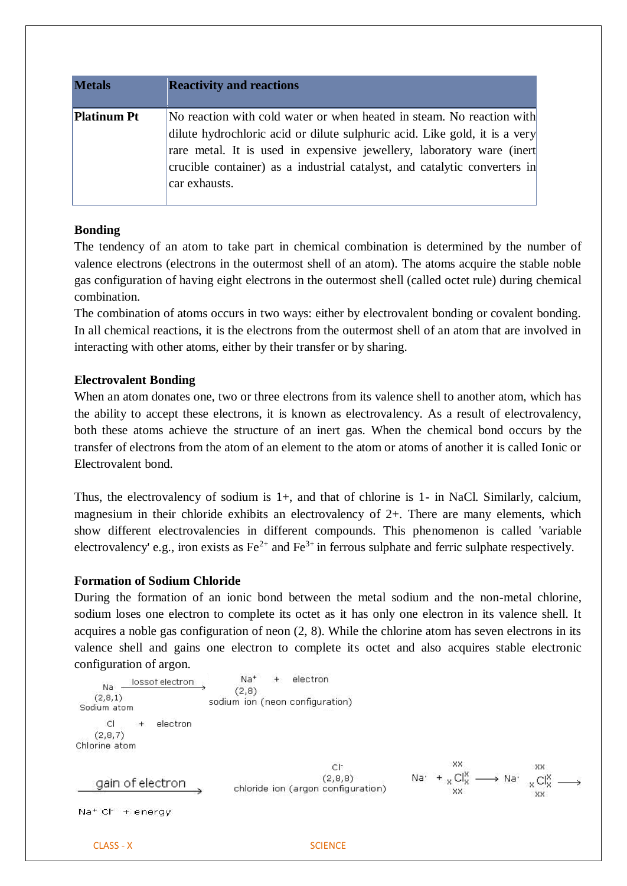| Metals | Reactivity and reactions |
|---|---|
| **Platinum Pt** | No reaction with cold water or when heated in steam. No reaction with dilute hydrochloric acid or dilute sulphuric acid. Like gold, it is a very rare metal. It is used in expensive jewellery, laboratory ware (inert crucible container) as a industrial catalyst, and catalytic converters in car exhausts. |

**Bonding**

The tendency of an atom to take part in chemical combination is determined by the number of valence electrons (electrons in the outermost shell of an atom). The atoms acquire the stable noble gas configuration of having eight electrons in the outermost shell (called octet rule) during chemical combination.

The combination of atoms occurs in two ways: either by electrovalent bonding or covalent bonding. In all chemical reactions, it is the electrons from the outermost shell of an atom that are involved in interacting with other atoms, either by their transfer or by sharing.

**Electrovalent Bonding**

When an atom donates one, two or three electrons from its valence shell to another atom, which has the ability to accept these electrons, it is known as electrovalency. As a result of electrovalency, both these atoms achieve the structure of an inert gas. When the chemical bond occurs by the transfer of electrons from the atom of an element to the atom or atoms of another it is called Ionic or Electrovalent bond.

Thus, the electrovalency of sodium is 1+, and that of chlorine is 1- in NaCl. Similarly, calcium, magnesium in their chloride exhibits an electrovalency of 2+. There are many elements, which show different electrovalencies in different compounds. This phenomenon is called 'variable electrovalency' e.g., iron exists as $Fe^{2+}$ and $Fe^{3+}$ in ferrous sulphate and ferric sulphate respectively.

**Formation of Sodium Chloride**

During the formation of an ionic bond between the metal sodium and the non-metal chlorine, sodium loses one electron to complete its octet as it has only one electron in its valence shell. It acquires a noble gas configuration of neon (2, 8). While the chlorine atom has seven electrons in its valence shell and gains one electron to complete its octet and also acquires stable electronic configuration of argon.

Na (2,8,1) Sodium atom $\xrightarrow{\text{loss of electron}}$ $Na^+$ (2,8) sodium ion (neon configuration) + electron

Cl (2,8,7) Chlorine atom + electron $\xrightarrow{\text{gain of electron}}$ $Cl^-$ (2,8,8) chloride ion (argon configuration)

$Na^{\cdot}$ + Cl (with dots/crosses) $\longrightarrow$ $Na^{\cdot}$ Cl (with dots/crosses) $\longrightarrow$ $Na^+ Cl^-$ + energy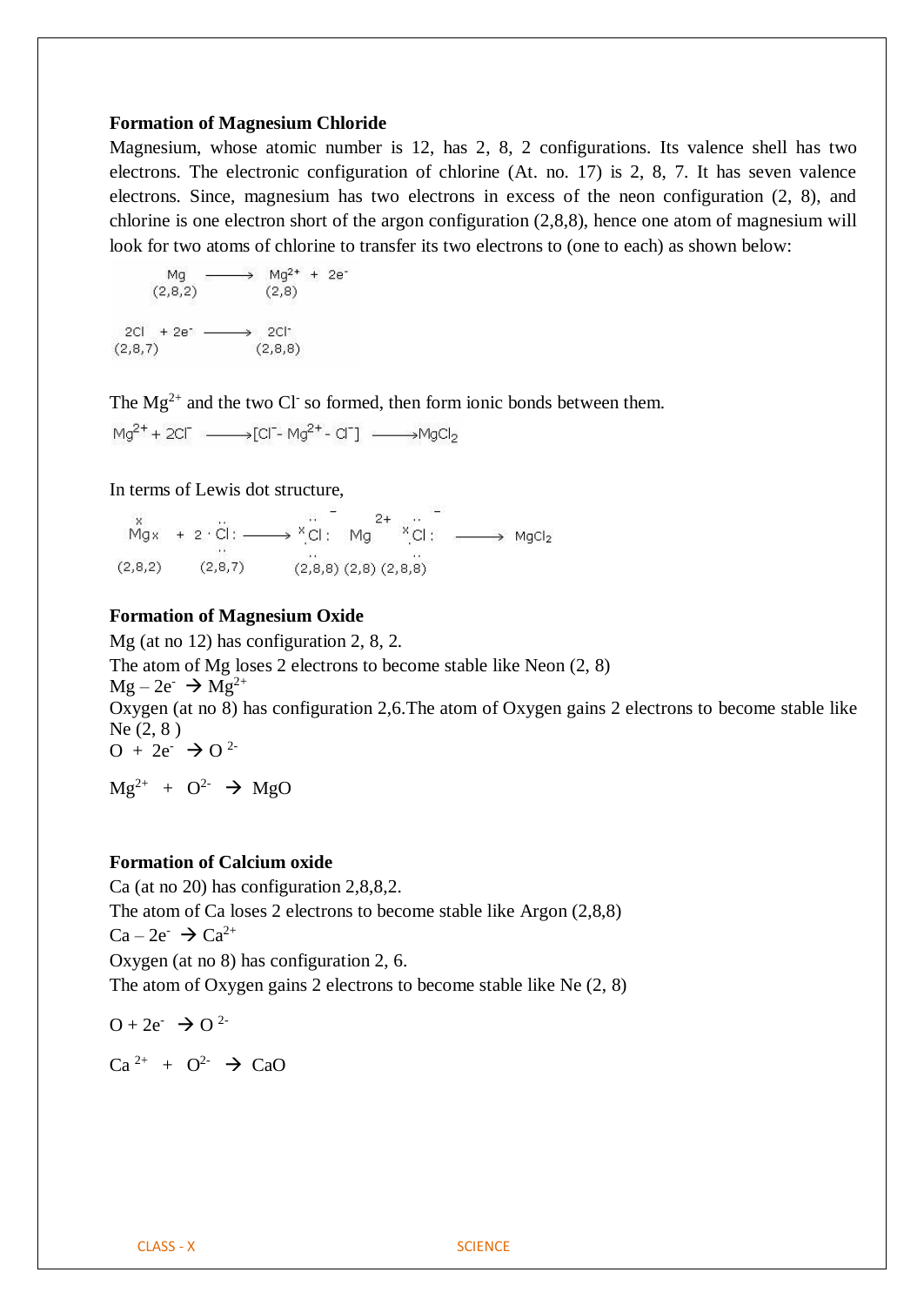**Formation of Magnesium Chloride**

Magnesium, whose atomic number is 12, has 2, 8, 2 configurations. Its valence shell has two electrons. The electronic configuration of chlorine (At. no. 17) is 2, 8, 7. It has seven valence electrons. Since, magnesium has two electrons in excess of the neon configuration (2, 8), and chlorine is one electron short of the argon configuration (2,8,8), hence one atom of magnesium will look for two atoms of chlorine to transfer its two electrons to (one to each) as shown below:

$$\underset{(2,8,2)}{Mg} \longrightarrow \underset{(2,8)}{Mg^{2+}} + 2e^-$$

$$\underset{(2,8,7)}{2Cl} + 2e^- \longrightarrow \underset{(2,8,8)}{2Cl^-}$$

The $Mg^{2+}$ and the two $Cl^-$ so formed, then form ionic bonds between them.

$$Mg^{2+} + 2Cl^- \longrightarrow [Cl^- \text{-} Mg^{2+} \text{-} Cl^-] \longrightarrow MgCl_2$$

In terms of Lewis dot structure,

$$\underset{(2,8,2)}{\overset{\times}{Mg}\times} + \underset{(2,8,7)}{2 \cdot \ddot{\underset{..}{Cl}}:} \longrightarrow \underset{(2,8,8)}{\left[{}^{\times}\ddot{\underset{..}{Cl}}:\right]^-} \underset{(2,8)}{Mg^{2+}} \underset{(2,8,8)}{\left[{}^{\times}\ddot{\underset{..}{Cl}}:\right]^-} \longrightarrow MgCl_2$$

**Formation of Magnesium Oxide**

Mg (at no 12) has configuration 2, 8, 2.

The atom of Mg loses 2 electrons to become stable like Neon (2, 8)

$Mg - 2e^- \rightarrow Mg^{2+}$

Oxygen (at no 8) has configuration 2,6.The atom of Oxygen gains 2 electrons to become stable like Ne (2, 8 )

$O + 2e^- \rightarrow O^{2-}$

$Mg^{2+} + O^{2-} \rightarrow MgO$

**Formation of Calcium oxide**

Ca (at no 20) has configuration 2,8,8,2.

The atom of Ca loses 2 electrons to become stable like Argon (2,8,8)

$Ca - 2e^- \rightarrow Ca^{2+}$

Oxygen (at no 8) has configuration 2, 6.

The atom of Oxygen gains 2 electrons to become stable like Ne (2, 8)

$O + 2e^- \rightarrow O^{2-}$

$Ca^{2+} + O^{2-} \rightarrow CaO$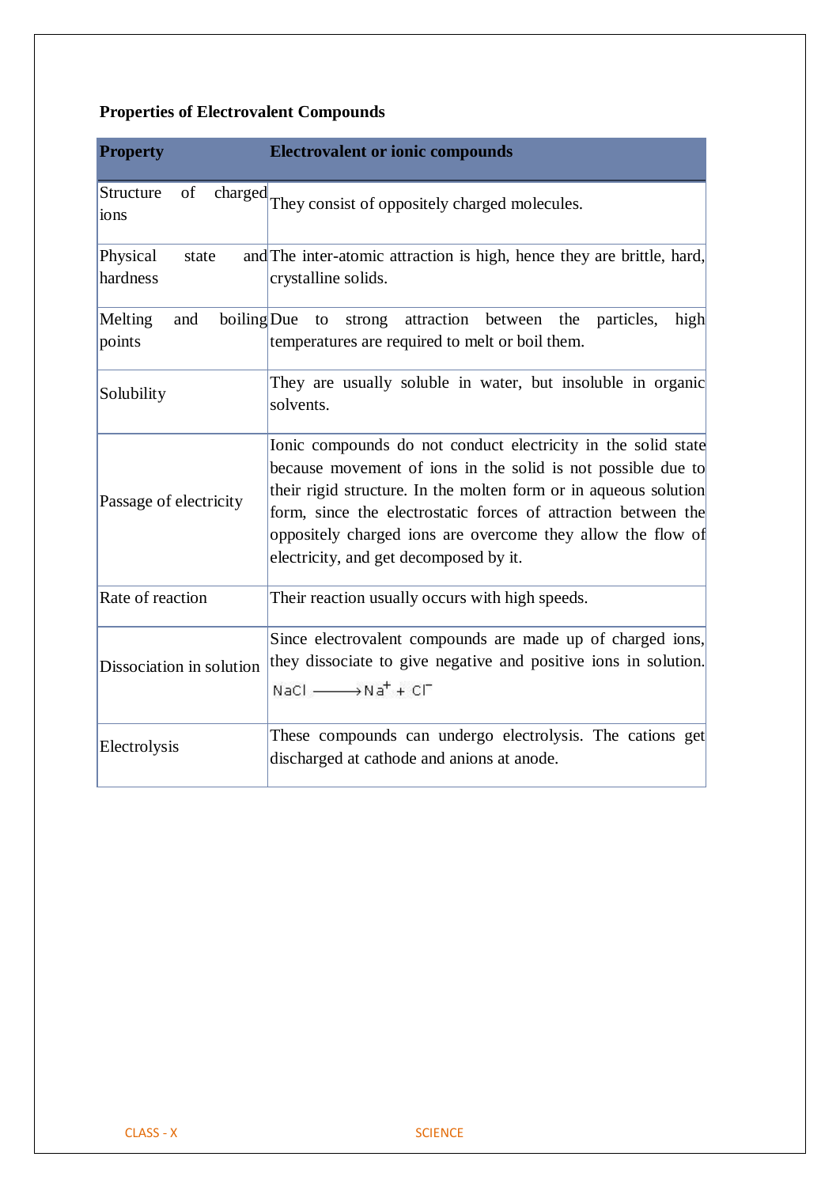**Properties of Electrovalent Compounds**

| Property | Electrovalent or ionic compounds |
|---|---|
| Structure of charged ions | They consist of oppositely charged molecules. |
| Physical state and hardness | The inter-atomic attraction is high, hence they are brittle, hard, crystalline solids. |
| Melting and boiling points | Due to strong attraction between the particles, high temperatures are required to melt or boil them. |
| Solubility | They are usually soluble in water, but insoluble in organic solvents. |
| Passage of electricity | Ionic compounds do not conduct electricity in the solid state because movement of ions in the solid is not possible due to their rigid structure. In the molten form or in aqueous solution form, since the electrostatic forces of attraction between the oppositely charged ions are overcome they allow the flow of electricity, and get decomposed by it. |
| Rate of reaction | Their reaction usually occurs with high speeds. |
| Dissociation in solution | Since electrovalent compounds are made up of charged ions, they dissociate to give negative and positive ions in solution. $NaCl \longrightarrow Na^{+} + Cl^{-}$ |
| Electrolysis | These compounds can undergo electrolysis. The cations get discharged at cathode and anions at anode. |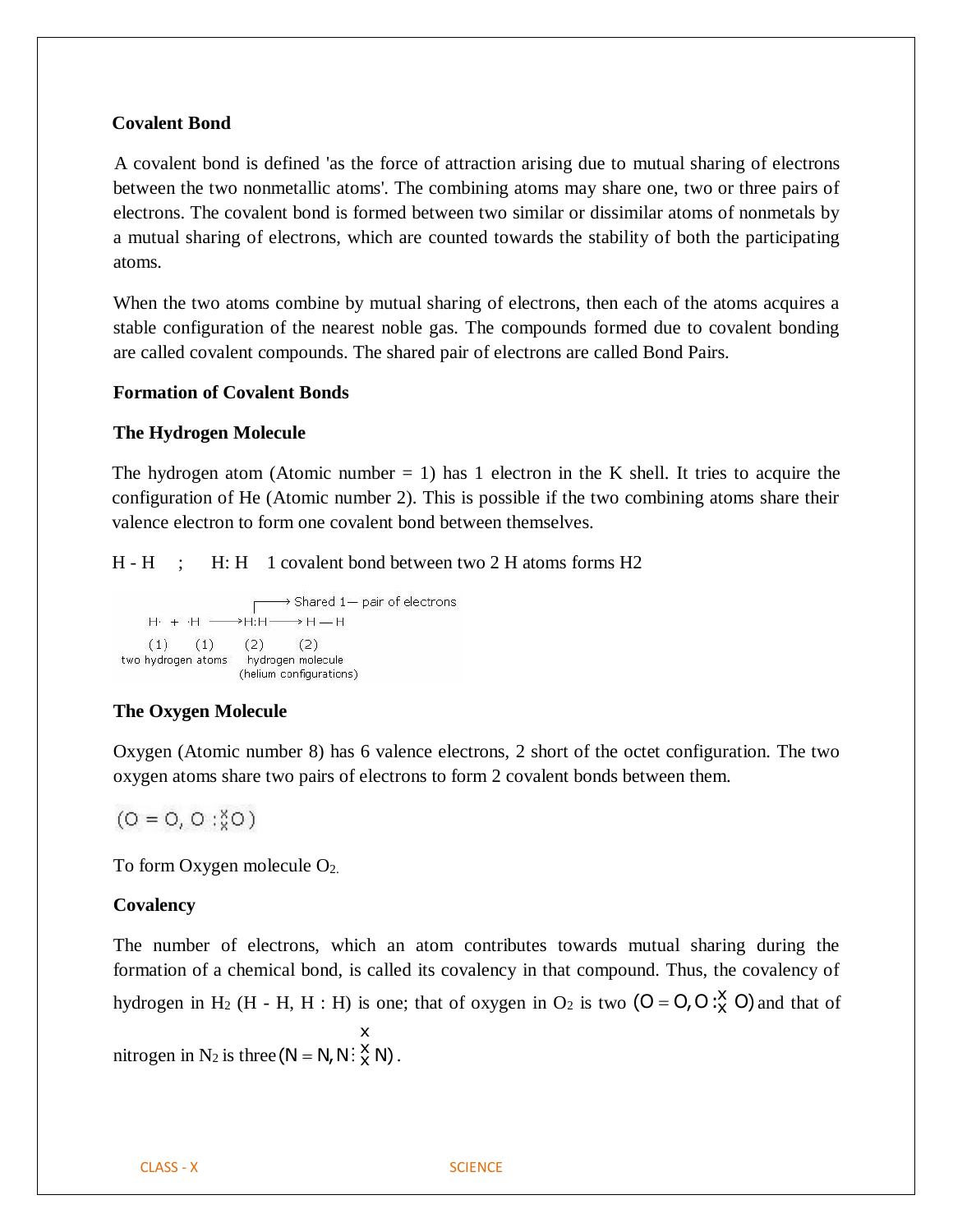**Covalent Bond**

A covalent bond is defined 'as the force of attraction arising due to mutual sharing of electrons between the two nonmetallic atoms'. The combining atoms may share one, two or three pairs of electrons. The covalent bond is formed between two similar or dissimilar atoms of nonmetals by a mutual sharing of electrons, which are counted towards the stability of both the participating atoms.

When the two atoms combine by mutual sharing of electrons, then each of the atoms acquires a stable configuration of the nearest noble gas. The compounds formed due to covalent bonding are called covalent compounds. The shared pair of electrons are called Bond Pairs.

**Formation of Covalent Bonds**

**The Hydrogen Molecule**

The hydrogen atom (Atomic number = 1) has 1 electron in the K shell. It tries to acquire the configuration of He (Atomic number 2). This is possible if the two combining atoms share their valence electron to form one covalent bond between themselves.

H - H ; H: H 1 covalent bond between two 2 H atoms forms H2

```
                      → Shared 1— pair of electrons
H· + ·H ——→ H:H ——→ H — H
(1)   (1)     (2)       (2)
two hydrogen atoms   hydrogen molecule
                     (helium configurations)
```

**The Oxygen Molecule**

Oxygen (Atomic number 8) has 6 valence electrons, 2 short of the octet configuration. The two oxygen atoms share two pairs of electrons to form 2 covalent bonds between them.

$(O = O, O :\overset{\times}{\underset{\times}{}} O)$

To form Oxygen molecule $O_2$.

**Covalency**

The number of electrons, which an atom contributes towards mutual sharing during the formation of a chemical bond, is called its covalency in that compound. Thus, the covalency of hydrogen in $H_2$ (H - H, H : H) is one; that of oxygen in $O_2$ is two $(O = O, O :\overset{\times}{\underset{\times}{}} O)$ and that of nitrogen in $N_2$ is three $(N \equiv N, N \vdots \overset{\times}{\underset{\times}{\times}} N)$.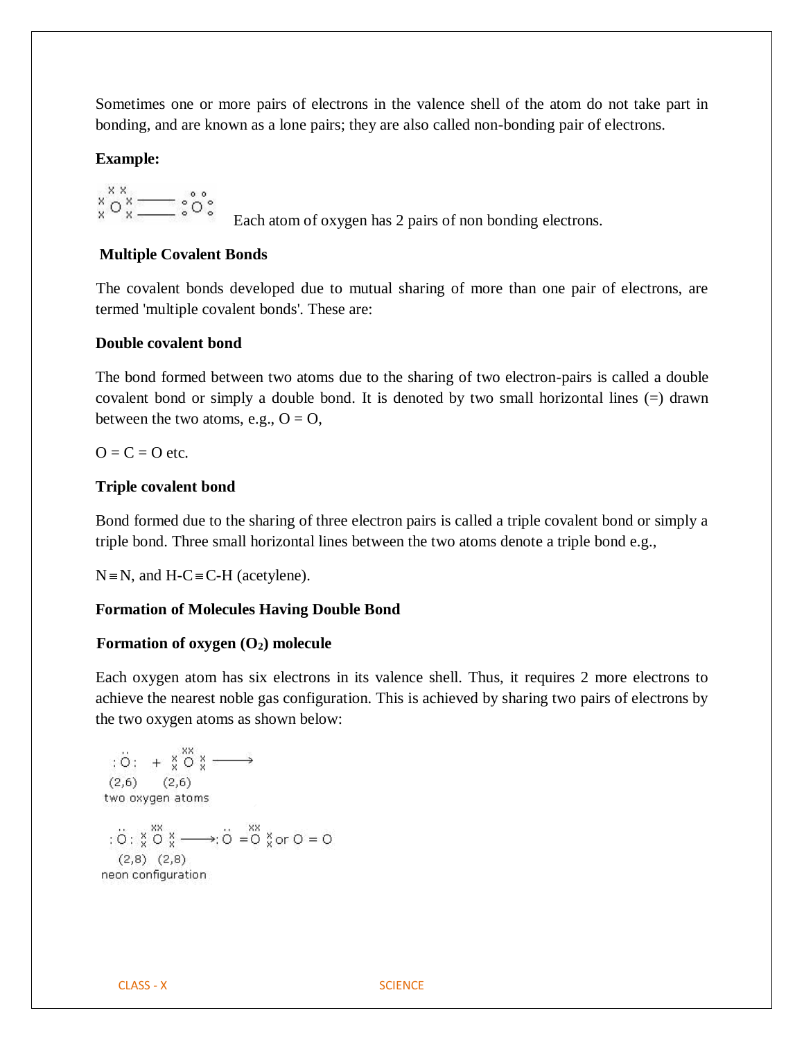Sometimes one or more pairs of electrons in the valence shell of the atom do not take part in bonding, and are known as a lone pairs; they are also called non-bonding pair of electrons.

**Example:**

Each atom of oxygen has 2 pairs of non bonding electrons.

**Multiple Covalent Bonds**

The covalent bonds developed due to mutual sharing of more than one pair of electrons, are termed 'multiple covalent bonds'. These are:

**Double covalent bond**

The bond formed between two atoms due to the sharing of two electron-pairs is called a double covalent bond or simply a double bond. It is denoted by two small horizontal lines (=) drawn between the two atoms, e.g., O = O,

O = C = O etc.

**Triple covalent bond**

Bond formed due to the sharing of three electron pairs is called a triple covalent bond or simply a triple bond. Three small horizontal lines between the two atoms denote a triple bond e.g.,

$N \equiv N$, and $H\text{-}C \equiv C\text{-}H$ (acetylene).

**Formation of Molecules Having Double Bond**

**Formation of oxygen ($O_2$) molecule**

Each oxygen atom has six electrons in its valence shell. Thus, it requires 2 more electrons to achieve the nearest noble gas configuration. This is achieved by sharing two pairs of electrons by the two oxygen atoms as shown below:

(2,6) (2,6)

two oxygen atoms

(2,8) (2,8)

neon configuration

or O = O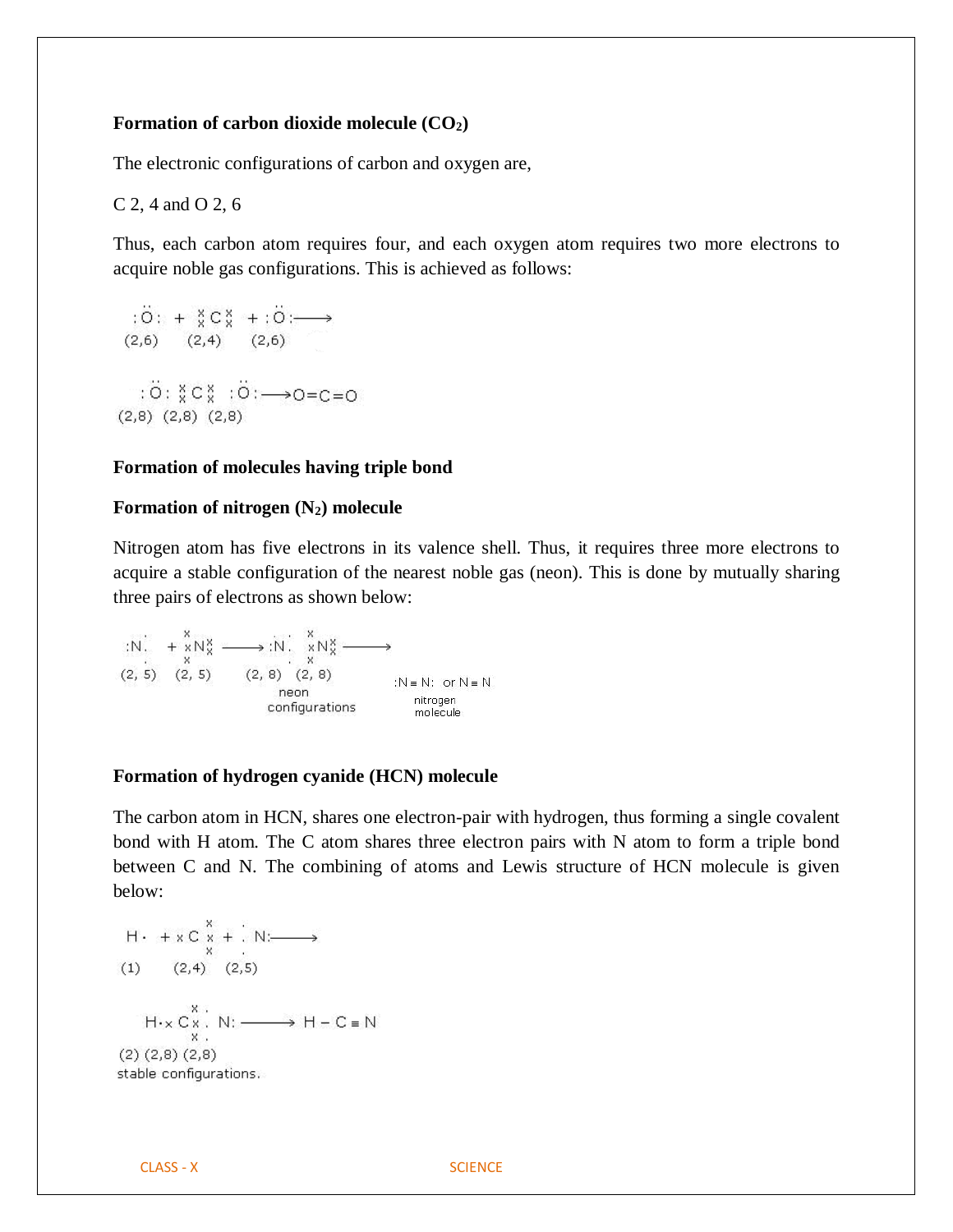**Formation of carbon dioxide molecule ($CO_2$)**

The electronic configurations of carbon and oxygen are,

C 2, 4 and O 2, 6

Thus, each carbon atom requires four, and each oxygen atom requires two more electrons to acquire noble gas configurations. This is achieved as follows:

$$:\ddot{O}: + \overset{\times}{\underset{\times}{}}C\overset{\times}{\underset{\times}{}} + :\ddot{O}: \longrightarrow$$

(2,6) (2,4) (2,6)

$$:\ddot{O}:\overset{\times}{\underset{\times}{}}C\overset{\times}{\underset{\times}{}}:\ddot{O}: \longrightarrow O=C=O$$

(2,8) (2,8) (2,8)

**Formation of molecules having triple bond**

**Formation of nitrogen ($N_2$) molecule**

Nitrogen atom has five electrons in its valence shell. Thus, it requires three more electrons to acquire a stable configuration of the nearest noble gas (neon). This is done by mutually sharing three pairs of electrons as shown below:

$$:\dot{\underset{\cdot}{N}}\cdot + \overset{\times}{\underset{\times}{\times N}}\overset{\times}{\underset{\times}{}} \longrightarrow :\dot{\underset{\cdot}{N}}\cdot\overset{\times}{\underset{\times}{\times N}}\overset{\times}{\underset{\times}{}} \longrightarrow :N \equiv N: \text{ or } N \equiv N$$

(2, 5) (2, 5) (2, 8) (2, 8)

neon configurations — nitrogen molecule

**Formation of hydrogen cyanide (HCN) molecule**

The carbon atom in HCN, shares one electron-pair with hydrogen, thus forming a single covalent bond with H atom. The C atom shares three electron pairs with N atom to form a triple bond between C and N. The combining of atoms and Lewis structure of HCN molecule is given below:

$$H\cdot + \times C\overset{\times}{\underset{\times}{\times}} + \dot{\underset{\cdot}{\cdot}}N: \longrightarrow$$

(1) (2,4) (2,5)

$$H\cdot\times C\overset{\times\cdot}{\underset{\times\cdot}{\times\cdot}}N: \longrightarrow H-C \equiv N$$

(2) (2,8) (2,8)

stable configurations.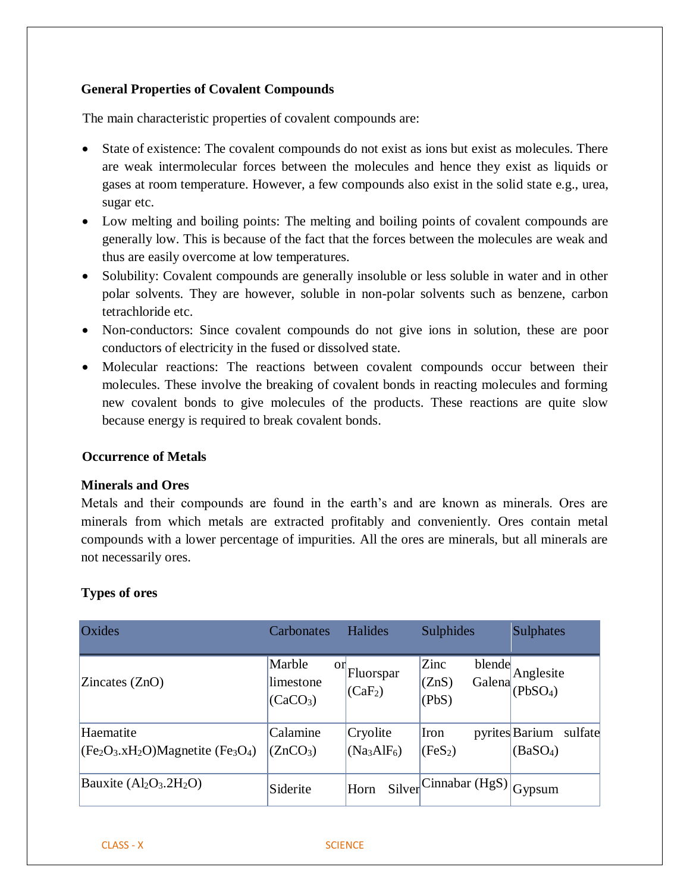**General Properties of Covalent Compounds**

The main characteristic properties of covalent compounds are:

- State of existence: The covalent compounds do not exist as ions but exist as molecules. There are weak intermolecular forces between the molecules and hence they exist as liquids or gases at room temperature. However, a few compounds also exist in the solid state e.g., urea, sugar etc.
- Low melting and boiling points: The melting and boiling points of covalent compounds are generally low. This is because of the fact that the forces between the molecules are weak and thus are easily overcome at low temperatures.
- Solubility: Covalent compounds are generally insoluble or less soluble in water and in other polar solvents. They are however, soluble in non-polar solvents such as benzene, carbon tetrachloride etc.
- Non-conductors: Since covalent compounds do not give ions in solution, these are poor conductors of electricity in the fused or dissolved state.
- Molecular reactions: The reactions between covalent compounds occur between their molecules. These involve the breaking of covalent bonds in reacting molecules and forming new covalent bonds to give molecules of the products. These reactions are quite slow because energy is required to break covalent bonds.

**Occurrence of Metals**

**Minerals and Ores**

Metals and their compounds are found in the earth's and are known as minerals. Ores are minerals from which metals are extracted profitably and conveniently. Ores contain metal compounds with a lower percentage of impurities. All the ores are minerals, but all minerals are not necessarily ores.

**Types of ores**

| Oxides | Carbonates | Halides | Sulphides | Sulphates |
|---|---|---|---|---|
| Zincates ($ZnO$) | Marble or limestone ($CaCO_3$) | Fluorspar ($CaF_2$) | Zinc blende ($ZnS$) Galena ($PbS$) | Anglesite ($PbSO_4$) |
| Haematite ($Fe_2O_3.xH_2O$)Magnetite ($Fe_3O_4$) | Calamine ($ZnCO_3$) | Cryolite ($Na_3AlF_6$) | Iron pyrites ($FeS_2$) | Barium sulfate ($BaSO_4$) |
| Bauxite ($Al_2O_3.2H_2O$) | Siderite | Horn Silver | Cinnabar ($HgS$) | Gypsum |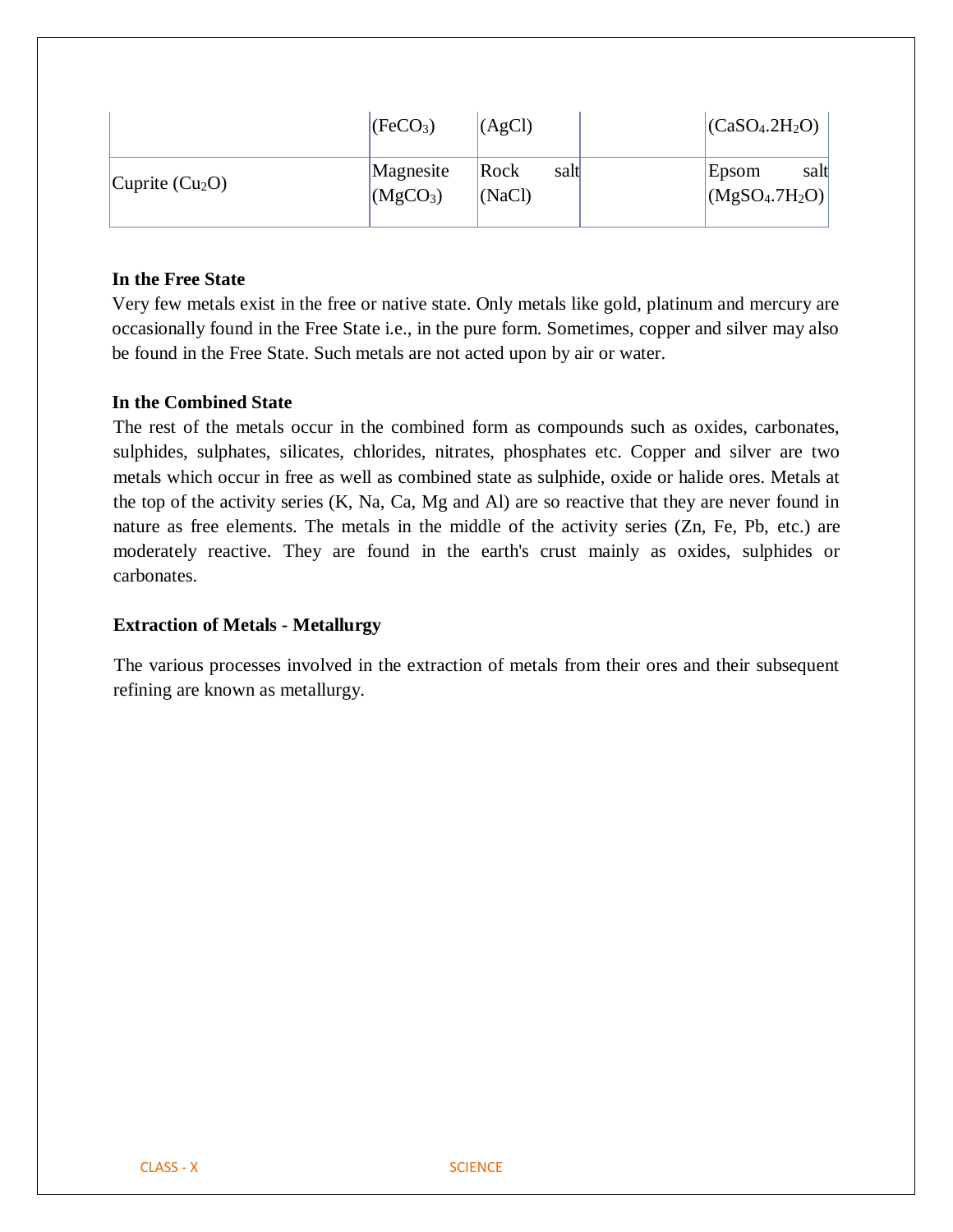| | | | | |
|---|---|---|---|---|
| | ($FeCO_3$) | ($AgCl$) | | ($CaSO_4.2H_2O$) |
| Cuprite ($Cu_2O$) | Magnesite ($MgCO_3$) | Rock salt ($NaCl$) | | Epsom salt ($MgSO_4.7H_2O$) |

**In the Free State**

Very few metals exist in the free or native state. Only metals like gold, platinum and mercury are occasionally found in the Free State i.e., in the pure form. Sometimes, copper and silver may also be found in the Free State. Such metals are not acted upon by air or water.

**In the Combined State**

The rest of the metals occur in the combined form as compounds such as oxides, carbonates, sulphides, sulphates, silicates, chlorides, nitrates, phosphates etc. Copper and silver are two metals which occur in free as well as combined state as sulphide, oxide or halide ores. Metals at the top of the activity series (K, Na, Ca, Mg and Al) are so reactive that they are never found in nature as free elements. The metals in the middle of the activity series (Zn, Fe, Pb, etc.) are moderately reactive. They are found in the earth's crust mainly as oxides, sulphides or carbonates.

**Extraction of Metals - Metallurgy**

The various processes involved in the extraction of metals from their ores and their subsequent refining are known as metallurgy.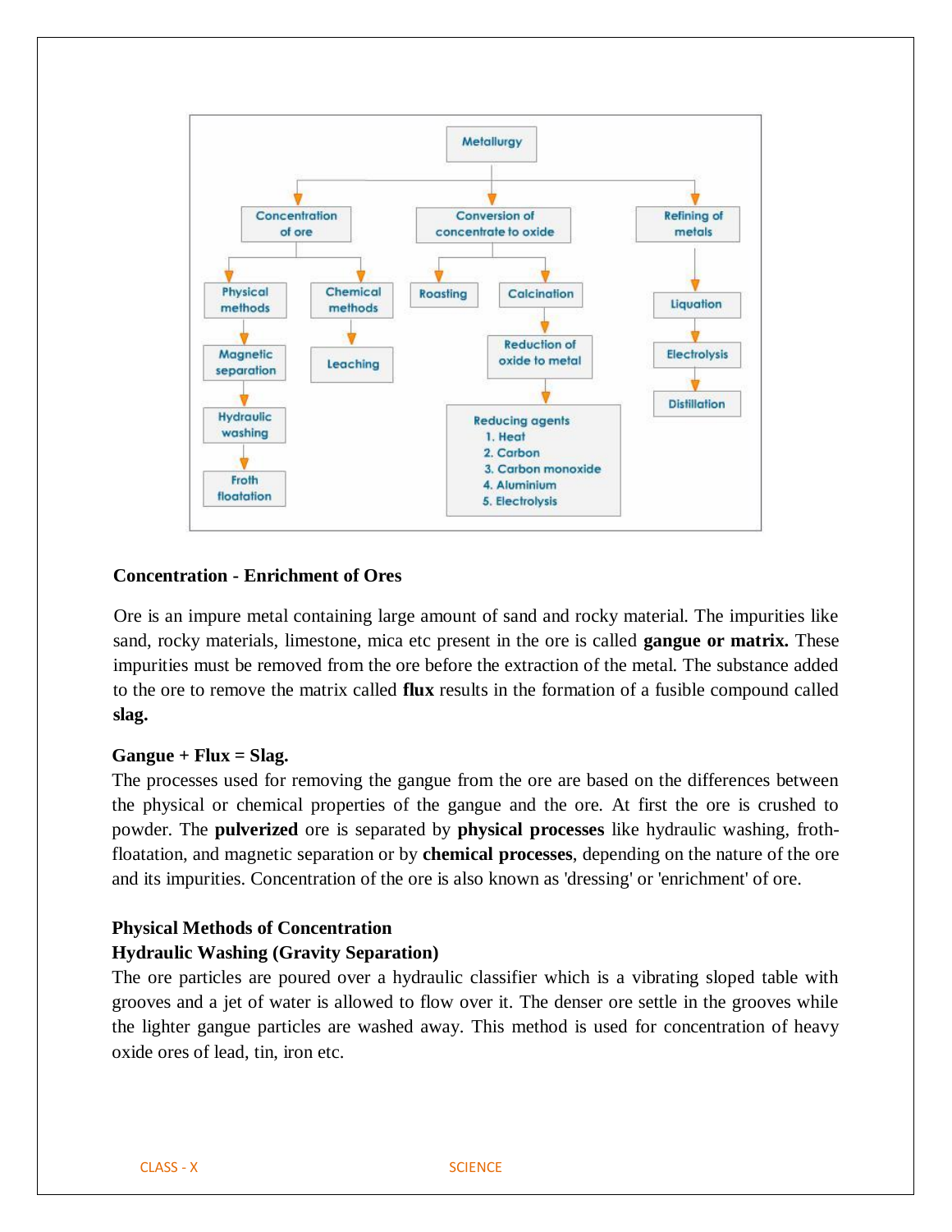- Metallurgy
  - Concentration of ore
    - Physical methods
      - Magnetic separation
      - Hydraulic washing
      - Froth floatation
    - Chemical methods
      - Leaching
  - Conversion of concentrate to oxide
    - Roasting
    - Calcination
      - Reduction of oxide to metal
        - Reducing agents
          1. Heat
          2. Carbon
          3. Carbon monoxide
          4. Aluminium
          5. Electrolysis
  - Refining of metals
    - Liquation
    - Electrolysis
    - Distillation

**Concentration - Enrichment of Ores**

Ore is an impure metal containing large amount of sand and rocky material. The impurities like sand, rocky materials, limestone, mica etc present in the ore is called **gangue or matrix.** These impurities must be removed from the ore before the extraction of the metal. The substance added to the ore to remove the matrix called **flux** results in the formation of a fusible compound called **slag.**

**Gangue + Flux = Slag.**

The processes used for removing the gangue from the ore are based on the differences between the physical or chemical properties of the gangue and the ore. At first the ore is crushed to powder. The **pulverized** ore is separated by **physical processes** like hydraulic washing, froth-floatation, and magnetic separation or by **chemical processes**, depending on the nature of the ore and its impurities. Concentration of the ore is also known as 'dressing' or 'enrichment' of ore.

**Physical Methods of Concentration**

**Hydraulic Washing (Gravity Separation)**

The ore particles are poured over a hydraulic classifier which is a vibrating sloped table with grooves and a jet of water is allowed to flow over it. The denser ore settle in the grooves while the lighter gangue particles are washed away. This method is used for concentration of heavy oxide ores of lead, tin, iron etc.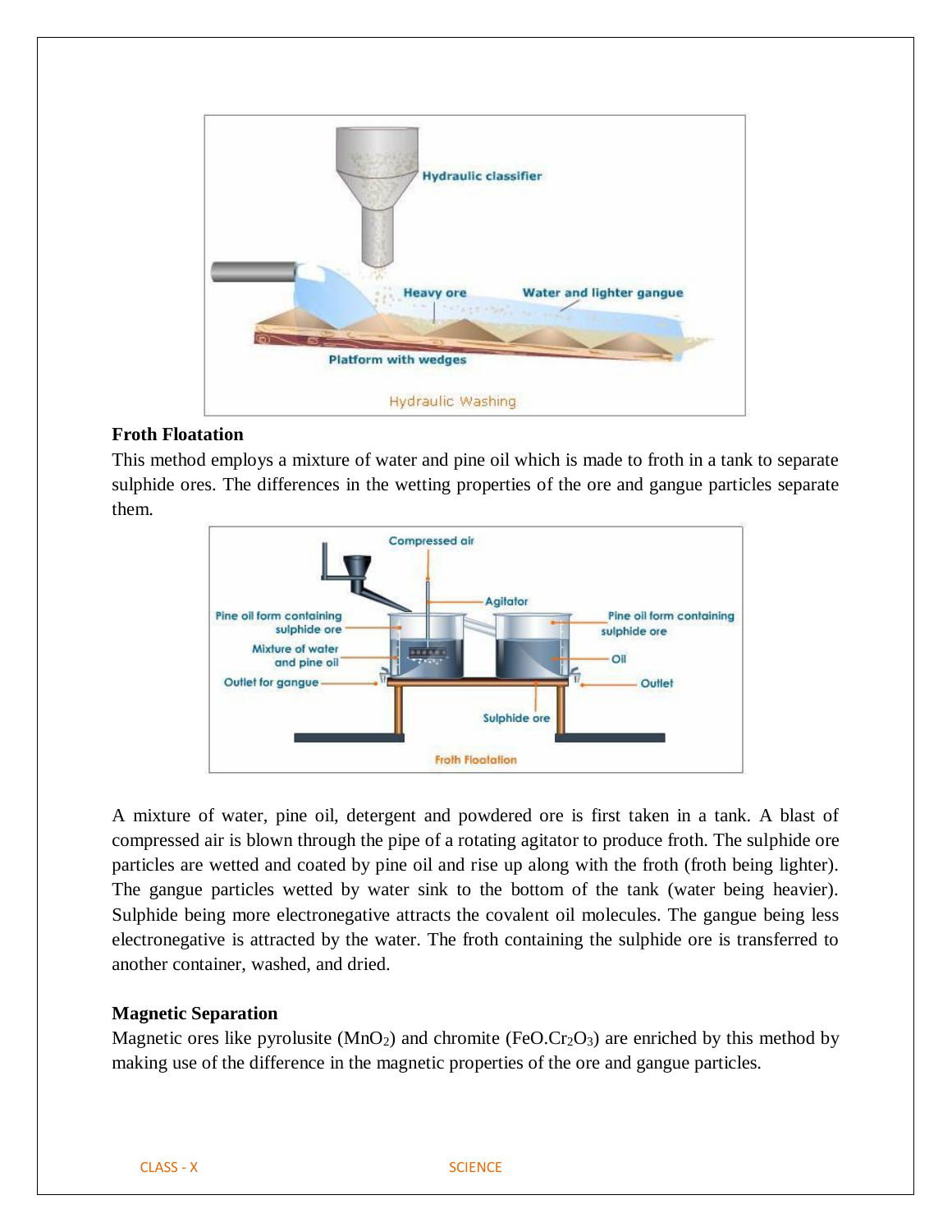### Froth Floatation

This method employs a mixture of water and pine oil which is made to froth in a tank to separate sulphide ores. The differences in the wetting properties of the ore and gangue particles separate them.

A mixture of water, pine oil, detergent and powdered ore is first taken in a tank. A blast of compressed air is blown through the pipe of a rotating agitator to produce froth. The sulphide ore particles are wetted and coated by pine oil and rise up along with the froth (froth being lighter). The gangue particles wetted by water sink to the bottom of the tank (water being heavier). Sulphide being more electronegative attracts the covalent oil molecules. The gangue being less electronegative is attracted by the water. The froth containing the sulphide ore is transferred to another container, washed, and dried.

### Magnetic Separation

Magnetic ores like pyrolusite ($MnO_2$) and chromite ($FeO.Cr_2O_3$) are enriched by this method by making use of the difference in the magnetic properties of the ore and gangue particles.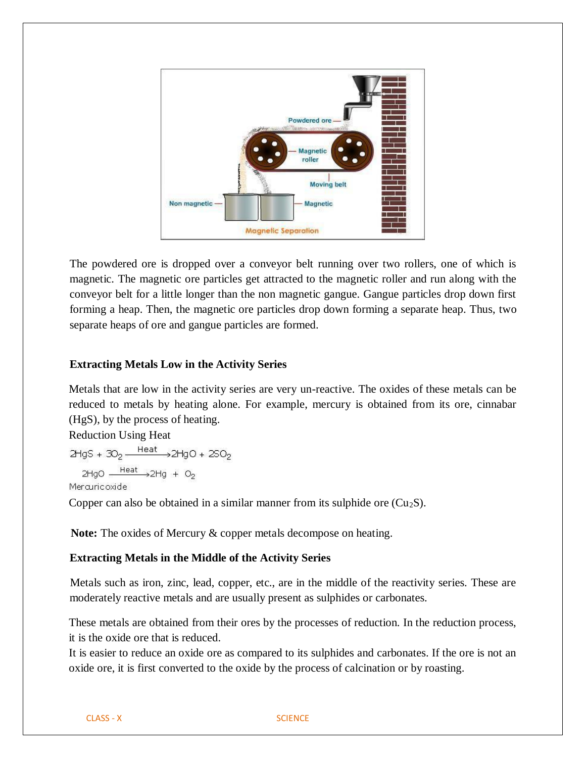The powdered ore is dropped over a conveyor belt running over two rollers, one of which is magnetic. The magnetic ore particles get attracted to the magnetic roller and run along with the conveyor belt for a little longer than the non magnetic gangue. Gangue particles drop down first forming a heap. Then, the magnetic ore particles drop down forming a separate heap. Thus, two separate heaps of ore and gangue particles are formed.

### Extracting Metals Low in the Activity Series

Metals that are low in the activity series are very un-reactive. The oxides of these metals can be reduced to metals by heating alone. For example, mercury is obtained from its ore, cinnabar (HgS), by the process of heating.

Reduction Using Heat

$$2HgS + 3O_2 \xrightarrow{\text{Heat}} 2HgO + 2SO_2$$

$$2HgO \xrightarrow{\text{Heat}} 2Hg + O_2$$

Mercuric oxide

Copper can also be obtained in a similar manner from its sulphide ore ($Cu_2S$).

**Note:** The oxides of Mercury & copper metals decompose on heating.

### Extracting Metals in the Middle of the Activity Series

Metals such as iron, zinc, lead, copper, etc., are in the middle of the reactivity series. These are moderately reactive metals and are usually present as sulphides or carbonates.

These metals are obtained from their ores by the processes of reduction. In the reduction process, it is the oxide ore that is reduced.

It is easier to reduce an oxide ore as compared to its sulphides and carbonates. If the ore is not an oxide ore, it is first converted to the oxide by the process of calcination or by roasting.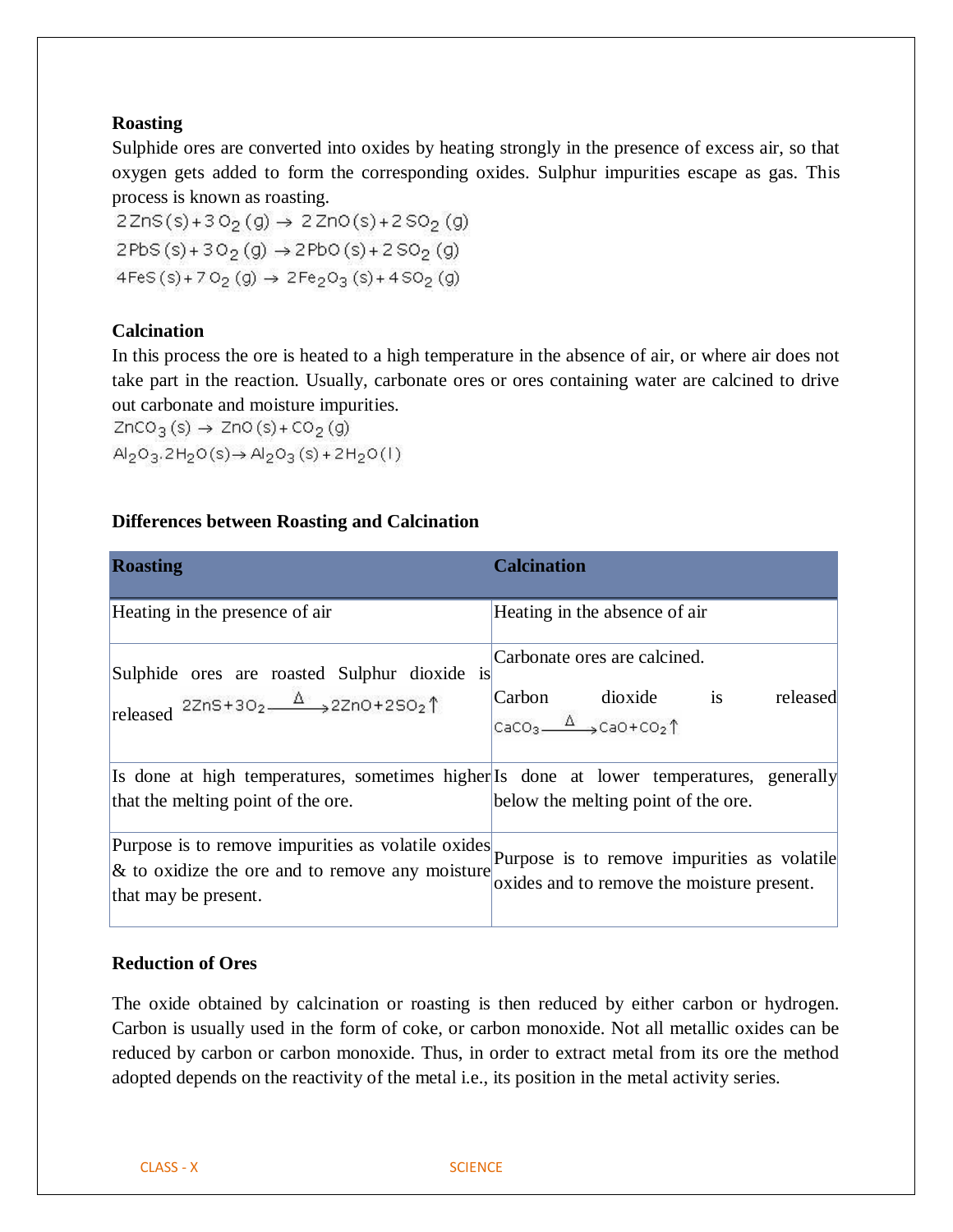**Roasting**

Sulphide ores are converted into oxides by heating strongly in the presence of excess air, so that oxygen gets added to form the corresponding oxides. Sulphur impurities escape as gas. This process is known as roasting.

$$2ZnS(s) + 3O_2(g) \rightarrow 2ZnO(s) + 2SO_2(g)$$

$$2PbS(s) + 3O_2(g) \rightarrow 2PbO(s) + 2SO_2(g)$$

$$4FeS(s) + 7O_2(g) \rightarrow 2Fe_2O_3(s) + 4SO_2(g)$$

**Calcination**

In this process the ore is heated to a high temperature in the absence of air, or where air does not take part in the reaction. Usually, carbonate ores or ores containing water are calcined to drive out carbonate and moisture impurities.

$$ZnCO_3(s) \rightarrow ZnO(s) + CO_2(g)$$

$$Al_2O_3.2H_2O(s) \rightarrow Al_2O_3(s) + 2H_2O(l)$$

**Differences between Roasting and Calcination**

| Roasting | Calcination |
|---|---|
| Heating in the presence of air | Heating in the absence of air |
| Sulphide ores are roasted Sulphur dioxide is released $2ZnS + 3O_2 \xrightarrow{\Delta} 2ZnO + 2SO_2\uparrow$ | Carbonate ores are calcined. Carbon dioxide is released $CaCO_3 \xrightarrow{\Delta} CaO + CO_2\uparrow$ |
| Is done at high temperatures, sometimes higher that the melting point of the ore. | Is done at lower temperatures, generally below the melting point of the ore. |
| Purpose is to remove impurities as volatile oxides & to oxidize the ore and to remove any moisture that may be present. | Purpose is to remove impurities as volatile oxides and to remove the moisture present. |

**Reduction of Ores**

The oxide obtained by calcination or roasting is then reduced by either carbon or hydrogen. Carbon is usually used in the form of coke, or carbon monoxide. Not all metallic oxides can be reduced by carbon or carbon monoxide. Thus, in order to extract metal from its ore the method adopted depends on the reactivity of the metal i.e., its position in the metal activity series.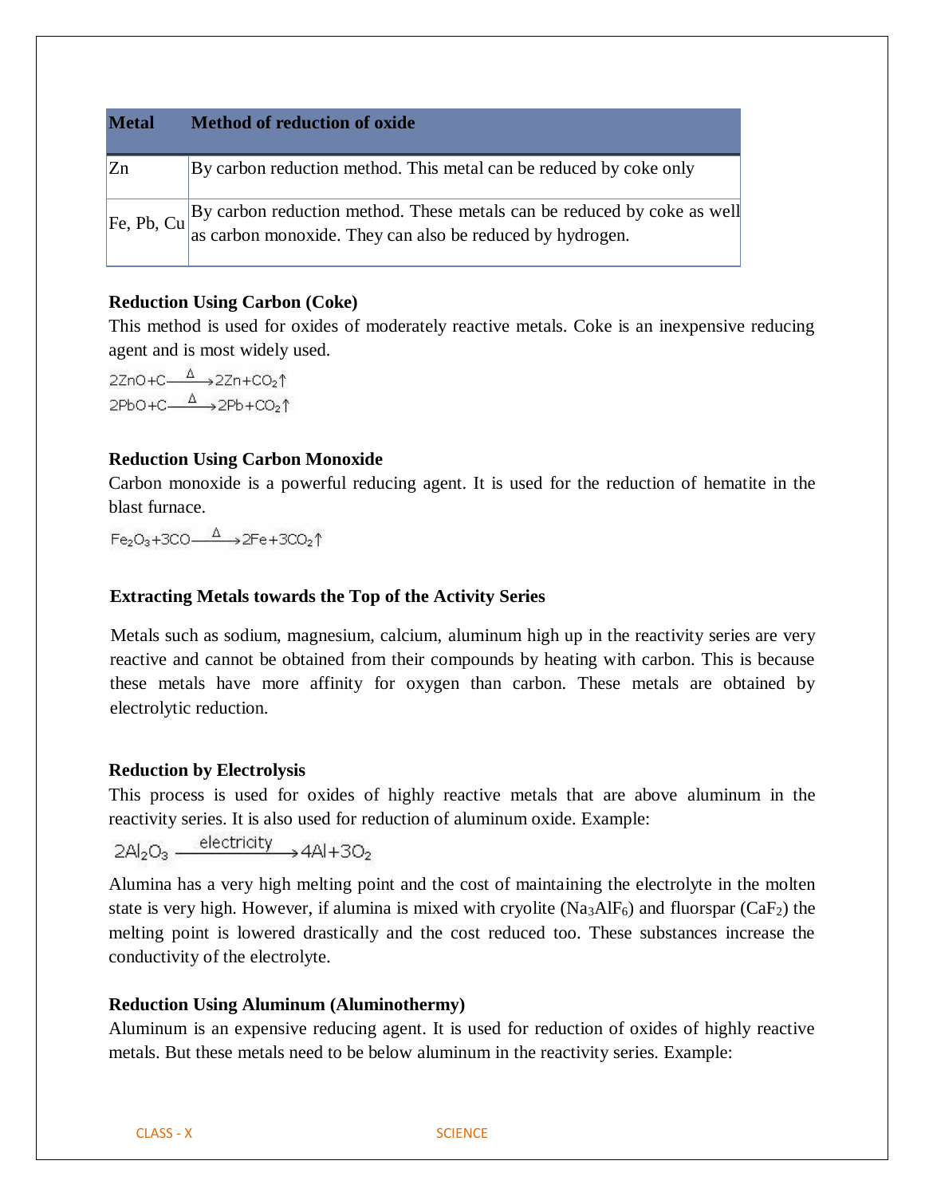| Metal | Method of reduction of oxide |
| --- | --- |
| Zn | By carbon reduction method. This metal can be reduced by coke only |
| Fe, Pb, Cu | By carbon reduction method. These metals can be reduced by coke as well as carbon monoxide. They can also be reduced by hydrogen. |

**Reduction Using Carbon (Coke)**

This method is used for oxides of moderately reactive metals. Coke is an inexpensive reducing agent and is most widely used.

$$2ZnO + C \xrightarrow{\Delta} 2Zn + CO_2\uparrow$$

$$2PbO + C \xrightarrow{\Delta} 2Pb + CO_2\uparrow$$

**Reduction Using Carbon Monoxide**

Carbon monoxide is a powerful reducing agent. It is used for the reduction of hematite in the blast furnace.

$$Fe_2O_3 + 3CO \xrightarrow{\Delta} 2Fe + 3CO_2\uparrow$$

**Extracting Metals towards the Top of the Activity Series**

Metals such as sodium, magnesium, calcium, aluminum high up in the reactivity series are very reactive and cannot be obtained from their compounds by heating with carbon. This is because these metals have more affinity for oxygen than carbon. These metals are obtained by electrolytic reduction.

**Reduction by Electrolysis**

This process is used for oxides of highly reactive metals that are above aluminum in the reactivity series. It is also used for reduction of aluminum oxide. Example:

$$2Al_2O_3 \xrightarrow{\text{electricity}} 4Al + 3O_2$$

Alumina has a very high melting point and the cost of maintaining the electrolyte in the molten state is very high. However, if alumina is mixed with cryolite ($Na_3AlF_6$) and fluorspar ($CaF_2$) the melting point is lowered drastically and the cost reduced too. These substances increase the conductivity of the electrolyte.

**Reduction Using Aluminum (Aluminothermy)**

Aluminum is an expensive reducing agent. It is used for reduction of oxides of highly reactive metals. But these metals need to be below aluminum in the reactivity series. Example: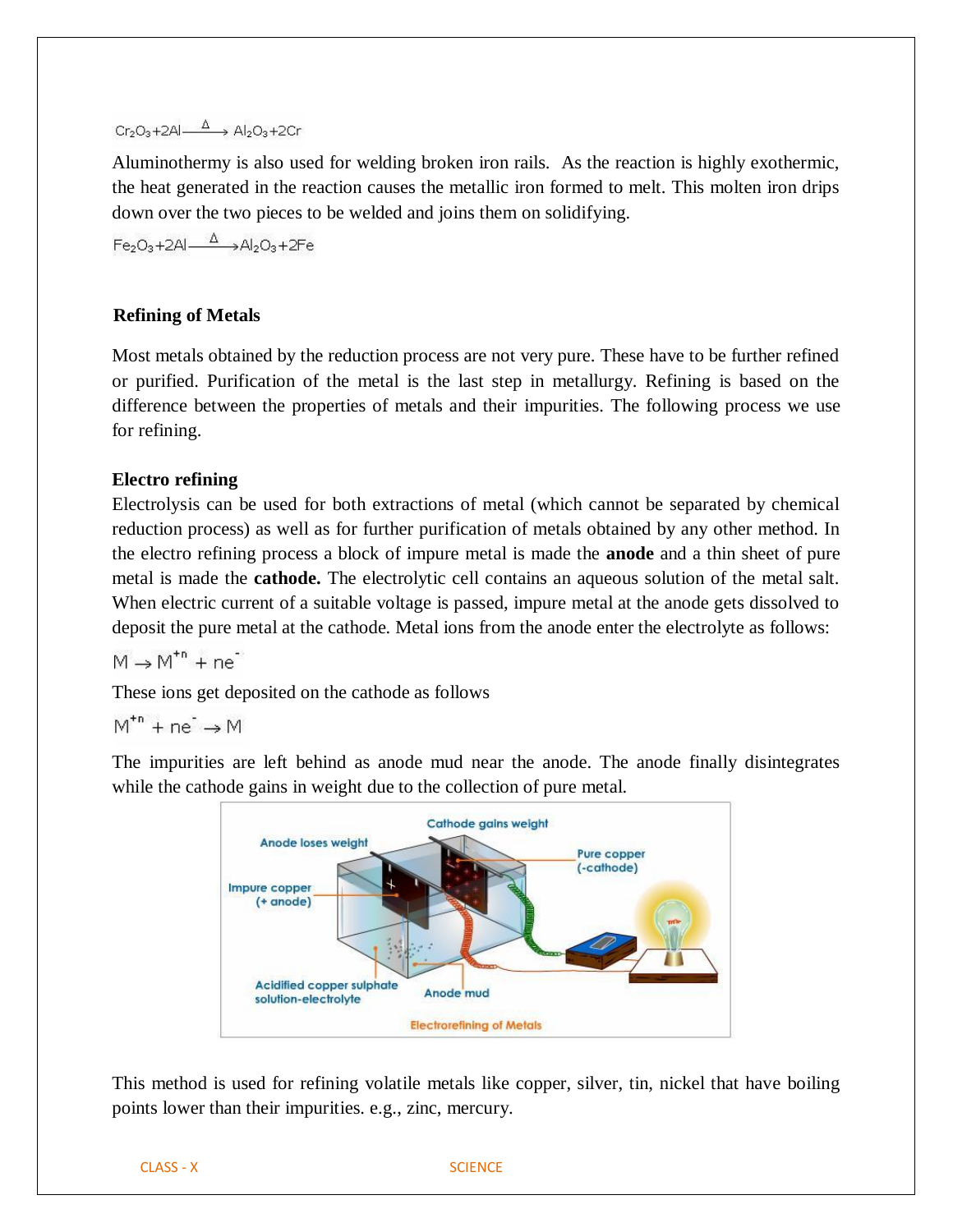$$Cr_2O_3 + 2Al \xrightarrow{\Delta} Al_2O_3 + 2Cr$$

Aluminothermy is also used for welding broken iron rails. As the reaction is highly exothermic, the heat generated in the reaction causes the metallic iron formed to melt. This molten iron drips down over the two pieces to be welded and joins them on solidifying.

$$Fe_2O_3 + 2Al \xrightarrow{\Delta} Al_2O_3 + 2Fe$$

### Refining of Metals

Most metals obtained by the reduction process are not very pure. These have to be further refined or purified. Purification of the metal is the last step in metallurgy. Refining is based on the difference between the properties of metals and their impurities. The following process we use for refining.

#### Electro refining

Electrolysis can be used for both extractions of metal (which cannot be separated by chemical reduction process) as well as for further purification of metals obtained by any other method. In the electro refining process a block of impure metal is made the **anode** and a thin sheet of pure metal is made the **cathode.** The electrolytic cell contains an aqueous solution of the metal salt. When electric current of a suitable voltage is passed, impure metal at the anode gets dissolved to deposit the pure metal at the cathode. Metal ions from the anode enter the electrolyte as follows:

$$M \rightarrow M^{+n} + ne^-$$

These ions get deposited on the cathode as follows

$$M^{+n} + ne^- \rightarrow M$$

The impurities are left behind as anode mud near the anode. The anode finally disintegrates while the cathode gains in weight due to the collection of pure metal.

Electrorefining of Metals

This method is used for refining volatile metals like copper, silver, tin, nickel that have boiling points lower than their impurities. e.g., zinc, mercury.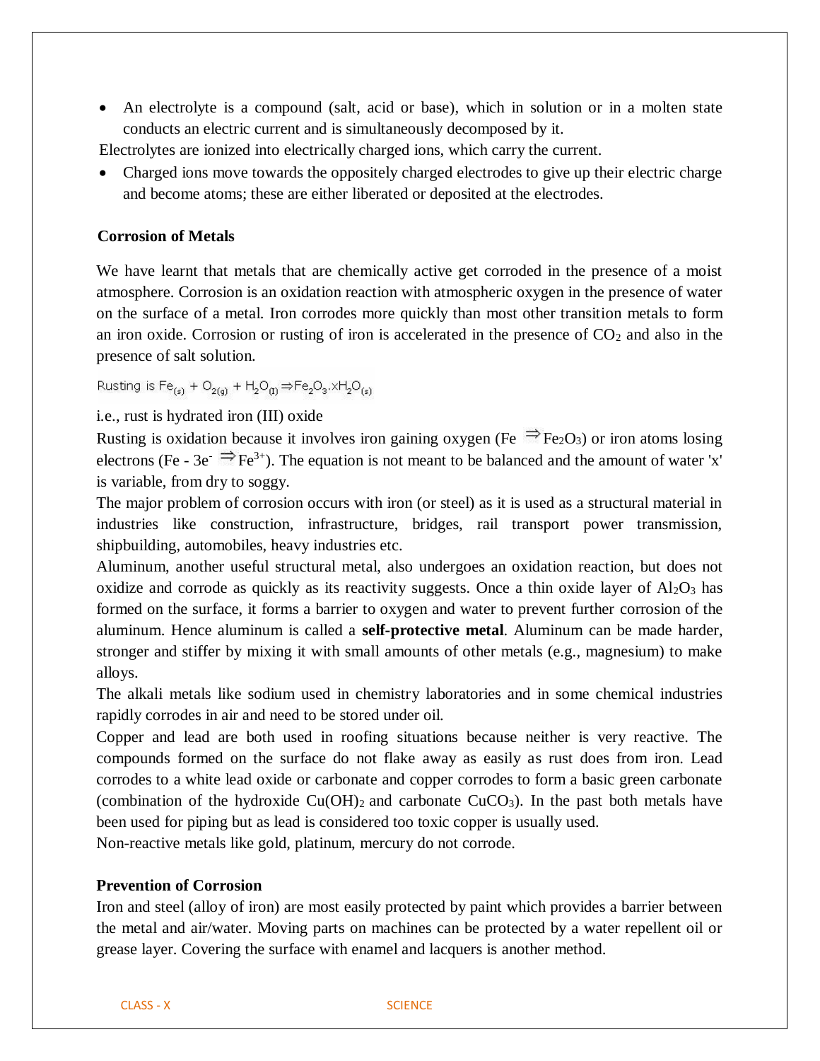- An electrolyte is a compound (salt, acid or base), which in solution or in a molten state conducts an electric current and is simultaneously decomposed by it.

Electrolytes are ionized into electrically charged ions, which carry the current.

- Charged ions move towards the oppositely charged electrodes to give up their electric charge and become atoms; these are either liberated or deposited at the electrodes.

### Corrosion of Metals

We have learnt that metals that are chemically active get corroded in the presence of a moist atmosphere. Corrosion is an oxidation reaction with atmospheric oxygen in the presence of water on the surface of a metal. Iron corrodes more quickly than most other transition metals to form an iron oxide. Corrosion or rusting of iron is accelerated in the presence of $CO_2$ and also in the presence of salt solution.

Rusting is $Fe_{(s)} + O_{2(g)} + H_2O_{(l)} \Rightarrow Fe_2O_3.xH_2O_{(s)}$

i.e., rust is hydrated iron (III) oxide

Rusting is oxidation because it involves iron gaining oxygen ($Fe \Rightarrow Fe_2O_3$) or iron atoms losing electrons ($Fe - 3e^- \Rightarrow Fe^{3+}$). The equation is not meant to be balanced and the amount of water 'x' is variable, from dry to soggy.

The major problem of corrosion occurs with iron (or steel) as it is used as a structural material in industries like construction, infrastructure, bridges, rail transport power transmission, shipbuilding, automobiles, heavy industries etc.

Aluminum, another useful structural metal, also undergoes an oxidation reaction, but does not oxidize and corrode as quickly as its reactivity suggests. Once a thin oxide layer of $Al_2O_3$ has formed on the surface, it forms a barrier to oxygen and water to prevent further corrosion of the aluminum. Hence aluminum is called a **self-protective metal**. Aluminum can be made harder, stronger and stiffer by mixing it with small amounts of other metals (e.g., magnesium) to make alloys.

The alkali metals like sodium used in chemistry laboratories and in some chemical industries rapidly corrodes in air and need to be stored under oil.

Copper and lead are both used in roofing situations because neither is very reactive. The compounds formed on the surface do not flake away as easily as rust does from iron. Lead corrodes to a white lead oxide or carbonate and copper corrodes to form a basic green carbonate (combination of the hydroxide $Cu(OH)_2$ and carbonate $CuCO_3$). In the past both metals have been used for piping but as lead is considered too toxic copper is usually used.

Non-reactive metals like gold, platinum, mercury do not corrode.

### Prevention of Corrosion

Iron and steel (alloy of iron) are most easily protected by paint which provides a barrier between the metal and air/water. Moving parts on machines can be protected by a water repellent oil or grease layer. Covering the surface with enamel and lacquers is another method.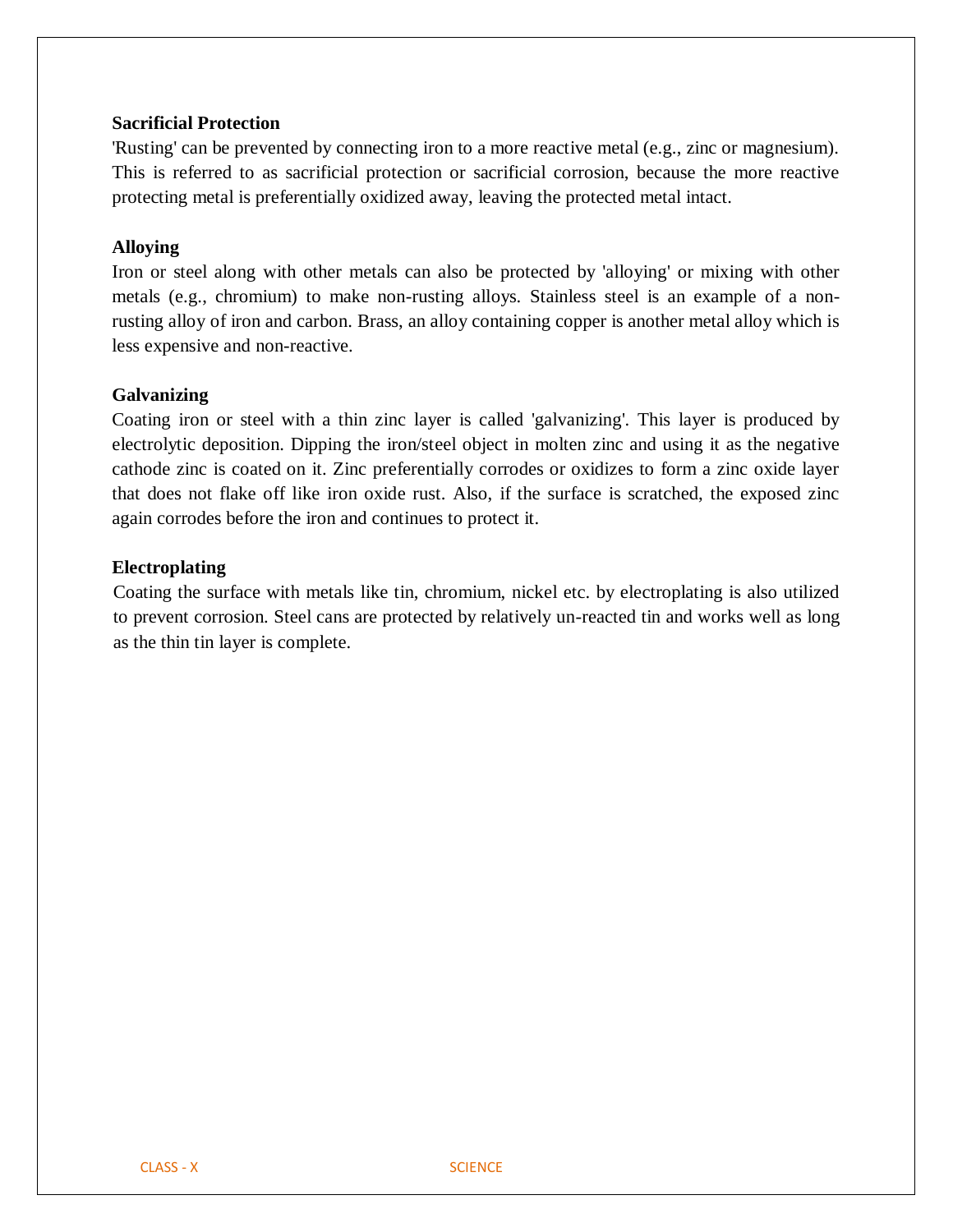**Sacrificial Protection**

'Rusting' can be prevented by connecting iron to a more reactive metal (e.g., zinc or magnesium). This is referred to as sacrificial protection or sacrificial corrosion, because the more reactive protecting metal is preferentially oxidized away, leaving the protected metal intact.

**Alloying**

Iron or steel along with other metals can also be protected by 'alloying' or mixing with other metals (e.g., chromium) to make non-rusting alloys. Stainless steel is an example of a non-rusting alloy of iron and carbon. Brass, an alloy containing copper is another metal alloy which is less expensive and non-reactive.

**Galvanizing**

Coating iron or steel with a thin zinc layer is called 'galvanizing'. This layer is produced by electrolytic deposition. Dipping the iron/steel object in molten zinc and using it as the negative cathode zinc is coated on it. Zinc preferentially corrodes or oxidizes to form a zinc oxide layer that does not flake off like iron oxide rust. Also, if the surface is scratched, the exposed zinc again corrodes before the iron and continues to protect it.

**Electroplating**

Coating the surface with metals like tin, chromium, nickel etc. by electroplating is also utilized to prevent corrosion. Steel cans are protected by relatively un-reacted tin and works well as long as the thin tin layer is complete.